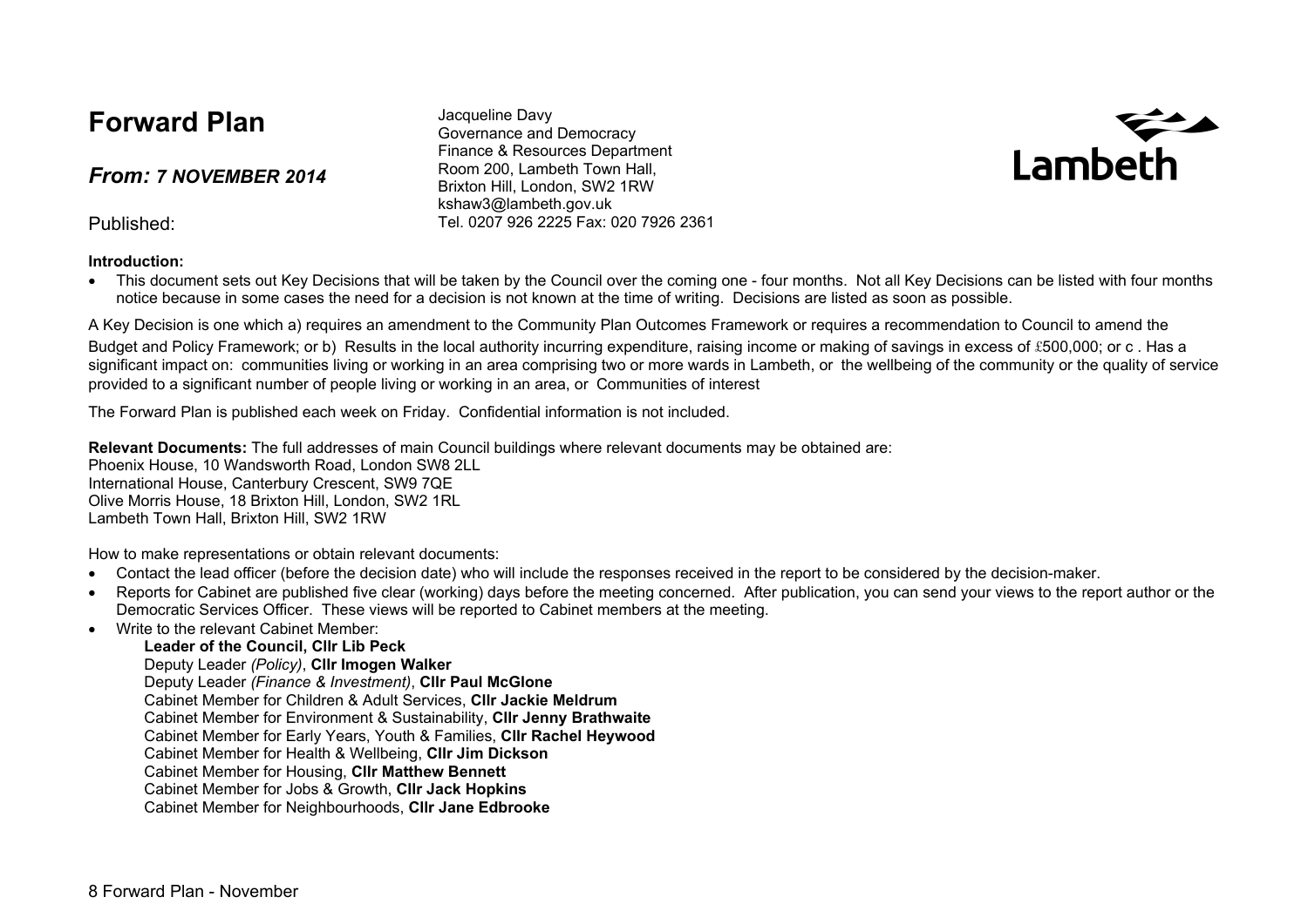# Forward Plan

## *From: 7 NOVEMBER 2014*

Published:

Jacqueline Davy
Governance and Democracy
Finance & Resources Department
Room 200, Lambeth Town Hall,
Brixton Hill, London, SW2 1RW
kshaw3@lambeth.gov.uk
Tel. 0207 926 2225 Fax: 020 7926 2361

Lambeth

**Introduction:**

- This document sets out Key Decisions that will be taken by the Council over the coming one - four months. Not all Key Decisions can be listed with four months notice because in some cases the need for a decision is not known at the time of writing. Decisions are listed as soon as possible.

A Key Decision is one which a) requires an amendment to the Community Plan Outcomes Framework or requires a recommendation to Council to amend the Budget and Policy Framework; or b) Results in the local authority incurring expenditure, raising income or making of savings in excess of £500,000; or c . Has a significant impact on: communities living or working in an area comprising two or more wards in Lambeth, or the wellbeing of the community or the quality of service provided to a significant number of people living or working in an area, or Communities of interest

The Forward Plan is published each week on Friday. Confidential information is not included.

**Relevant Documents:** The full addresses of main Council buildings where relevant documents may be obtained are:
Phoenix House, 10 Wandsworth Road, London SW8 2LL
International House, Canterbury Crescent, SW9 7QE
Olive Morris House, 18 Brixton Hill, London, SW2 1RL
Lambeth Town Hall, Brixton Hill, SW2 1RW

How to make representations or obtain relevant documents:

- Contact the lead officer (before the decision date) who will include the responses received in the report to be considered by the decision-maker.
- Reports for Cabinet are published five clear (working) days before the meeting concerned. After publication, you can send your views to the report author or the Democratic Services Officer. These views will be reported to Cabinet members at the meeting.
- Write to the relevant Cabinet Member:
  - **Leader of the Council, Cllr Lib Peck**
  - Deputy Leader *(Policy)*, **Cllr Imogen Walker**
  - Deputy Leader *(Finance & Investment)*, **Cllr Paul McGlone**
  - Cabinet Member for Children & Adult Services, **Cllr Jackie Meldrum**
  - Cabinet Member for Environment & Sustainability, **Cllr Jenny Brathwaite**
  - Cabinet Member for Early Years, Youth & Families, **Cllr Rachel Heywood**
  - Cabinet Member for Health & Wellbeing, **Cllr Jim Dickson**
  - Cabinet Member for Housing, **Cllr Matthew Bennett**
  - Cabinet Member for Jobs & Growth, **Cllr Jack Hopkins**
  - Cabinet Member for Neighbourhoods, **Cllr Jane Edbrooke**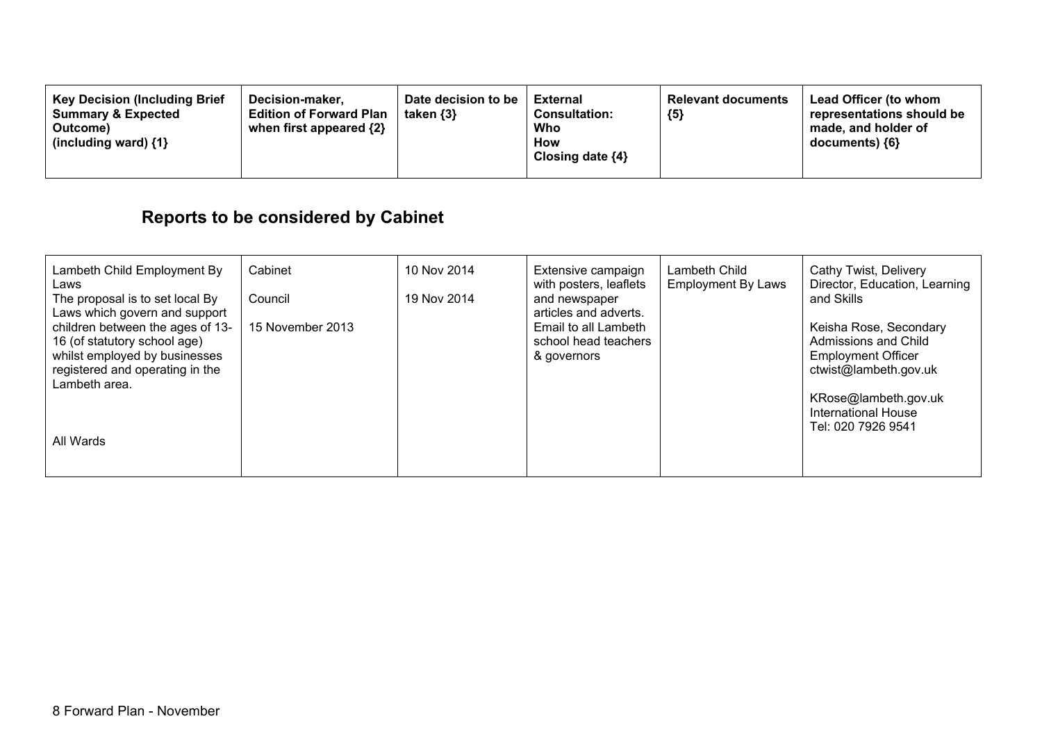| Key Decision (Including Brief Summary & Expected Outcome) (including ward) {1} | Decision-maker, Edition of Forward Plan when first appeared {2} | Date decision to be taken {3} | External Consultation: Who How Closing date {4} | Relevant documents {5} | Lead Officer (to whom representations should be made, and holder of documents) {6} |
|---|---|---|---|---|---|

## Reports to be considered by Cabinet

| Key Decision (Including Brief Summary & Expected Outcome) (including ward) {1} | Decision-maker, Edition of Forward Plan when first appeared {2} | Date decision to be taken {3} | External Consultation: Who How Closing date {4} | Relevant documents {5} | Lead Officer (to whom representations should be made, and holder of documents) {6} |
|---|---|---|---|---|---|
| Lambeth Child Employment By Laws<br>The proposal is to set local By Laws which govern and support children between the ages of 13-16 (of statutory school age) whilst employed by businesses registered and operating in the Lambeth area.<br><br>All Wards | Cabinet<br><br>Council<br><br>15 November 2013 | 10 Nov 2014<br><br>19 Nov 2014 | Extensive campaign with posters, leaflets and newspaper articles and adverts. Email to all Lambeth school head teachers & governors | Lambeth Child Employment By Laws | Cathy Twist, Delivery Director, Education, Learning and Skills<br><br>Keisha Rose, Secondary Admissions and Child Employment Officer<br>ctwist@lambeth.gov.uk<br><br>KRose@lambeth.gov.uk<br>International House<br>Tel: 020 7926 9541 |

8 Forward Plan - November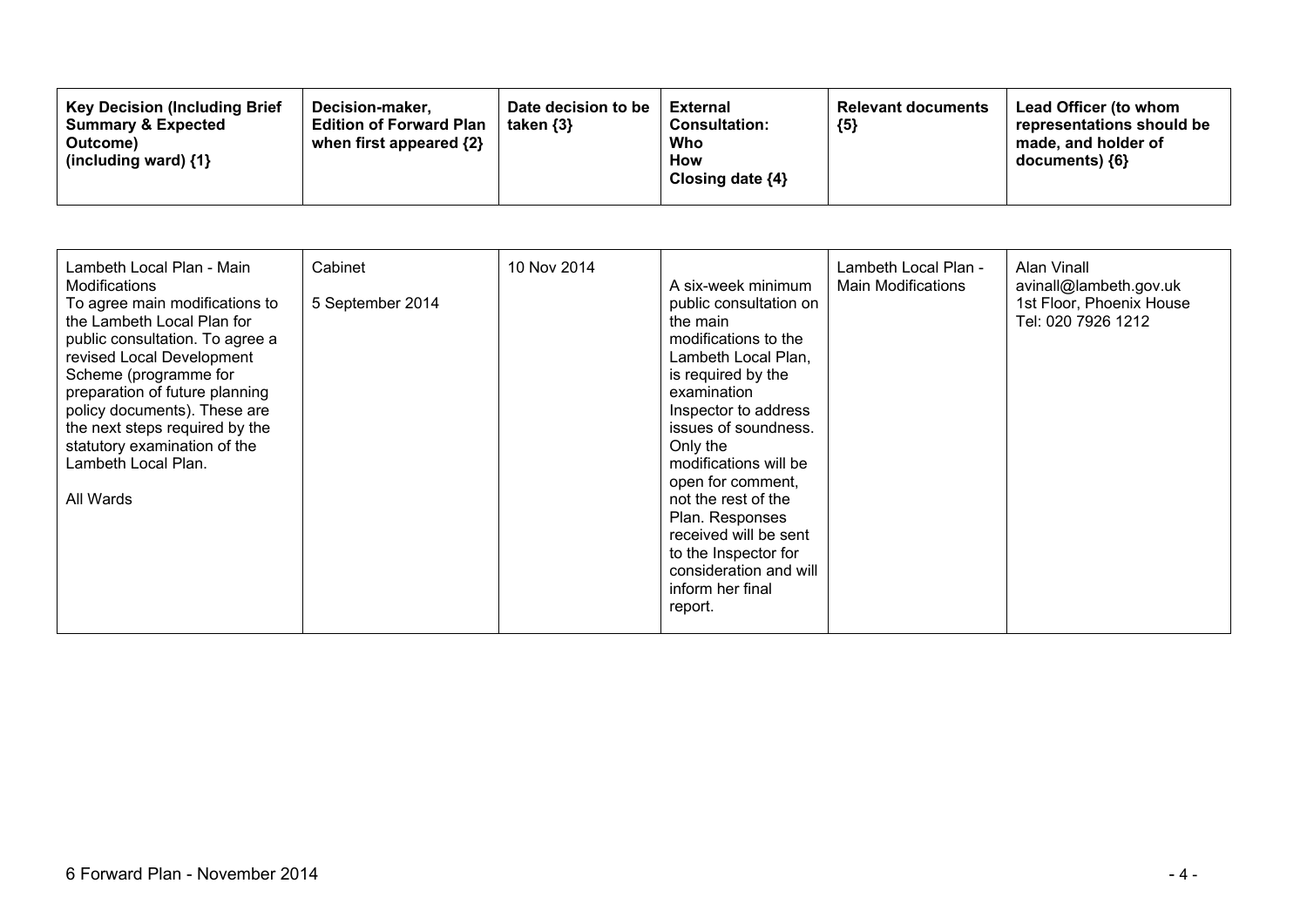| Key Decision (Including Brief Summary & Expected Outcome) (including ward) {1} | Decision-maker, Edition of Forward Plan when first appeared {2} | Date decision to be taken {3} | External Consultation: Who How Closing date {4} | Relevant documents {5} | Lead Officer (to whom representations should be made, and holder of documents) {6} |
|---|---|---|---|---|---|
| Lambeth Local Plan - Main Modifications<br>To agree main modifications to the Lambeth Local Plan for public consultation. To agree a revised Local Development Scheme (programme for preparation of future planning policy documents). These are the next steps required by the statutory examination of the Lambeth Local Plan.<br><br>All Wards | Cabinet<br><br>5 September 2014 | 10 Nov 2014 | A six-week minimum public consultation on the main modifications to the Lambeth Local Plan, is required by the examination Inspector to address issues of soundness. Only the modifications will be open for comment, not the rest of the Plan. Responses received will be sent to the Inspector for consideration and will inform her final report. | Lambeth Local Plan - Main Modifications | Alan Vinall<br>avinall@lambeth.gov.uk<br>1st Floor, Phoenix House<br>Tel: 020 7926 1212 |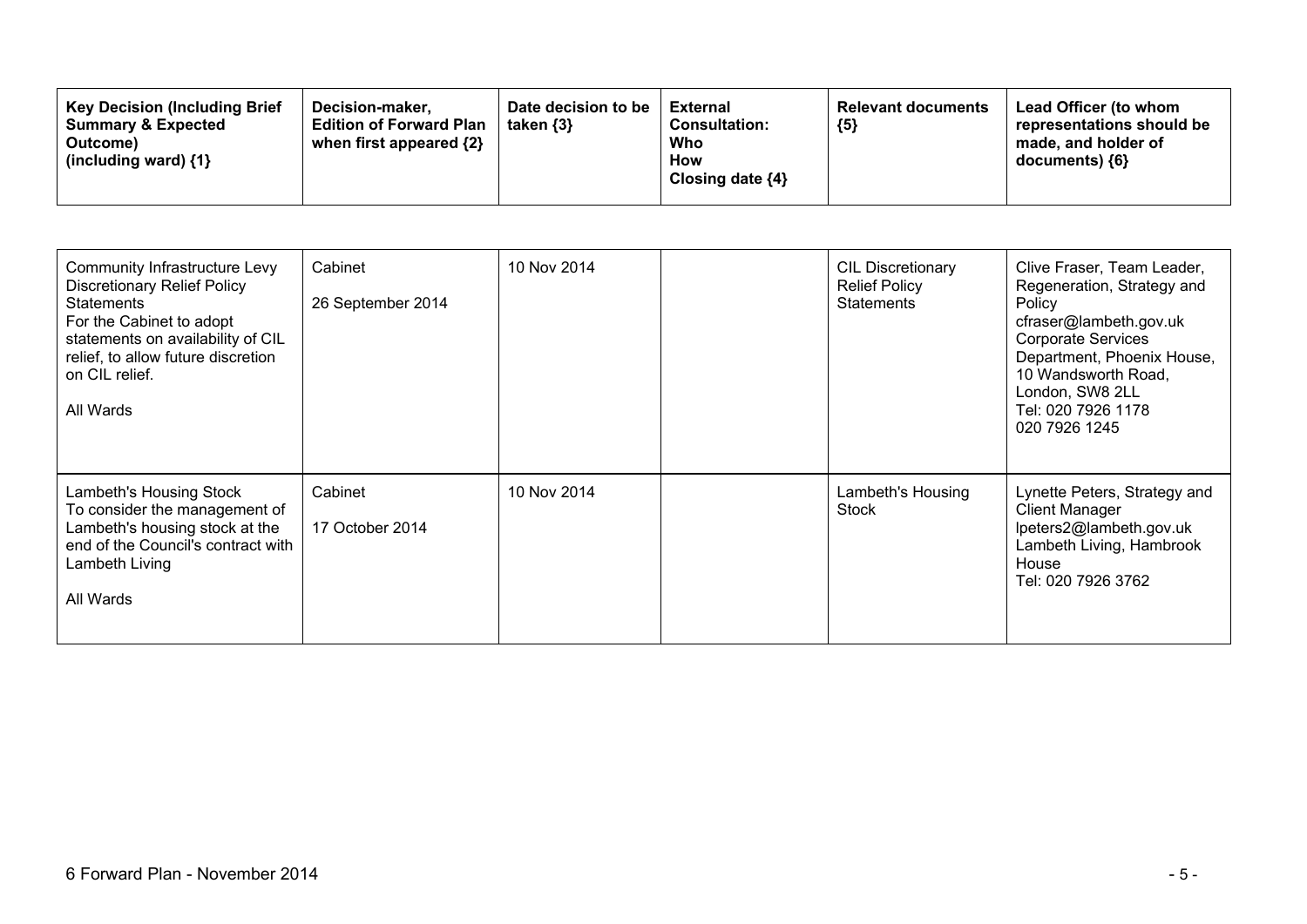| Key Decision (Including Brief Summary & Expected Outcome) (including ward) {1} | Decision-maker, Edition of Forward Plan when first appeared {2} | Date decision to be taken {3} | External Consultation: Who How Closing date {4} | Relevant documents {5} | Lead Officer (to whom representations should be made, and holder of documents) {6} |
|---|---|---|---|---|---|
| Community Infrastructure Levy Discretionary Relief Policy Statements<br>For the Cabinet to adopt statements on availability of CIL relief, to allow future discretion on CIL relief.<br><br>All Wards | Cabinet<br><br>26 September 2014 | 10 Nov 2014 | | CIL Discretionary Relief Policy Statements | Clive Fraser, Team Leader, Regeneration, Strategy and Policy<br>cfraser@lambeth.gov.uk<br>Corporate Services Department, Phoenix House, 10 Wandsworth Road, London, SW8 2LL<br>Tel: 020 7926 1178<br>020 7926 1245 |
| Lambeth's Housing Stock<br>To consider the management of Lambeth's housing stock at the end of the Council's contract with Lambeth Living<br><br>All Wards | Cabinet<br><br>17 October 2014 | 10 Nov 2014 | | Lambeth's Housing Stock | Lynette Peters, Strategy and Client Manager<br>lpeters2@lambeth.gov.uk<br>Lambeth Living, Hambrook House<br>Tel: 020 7926 3762 |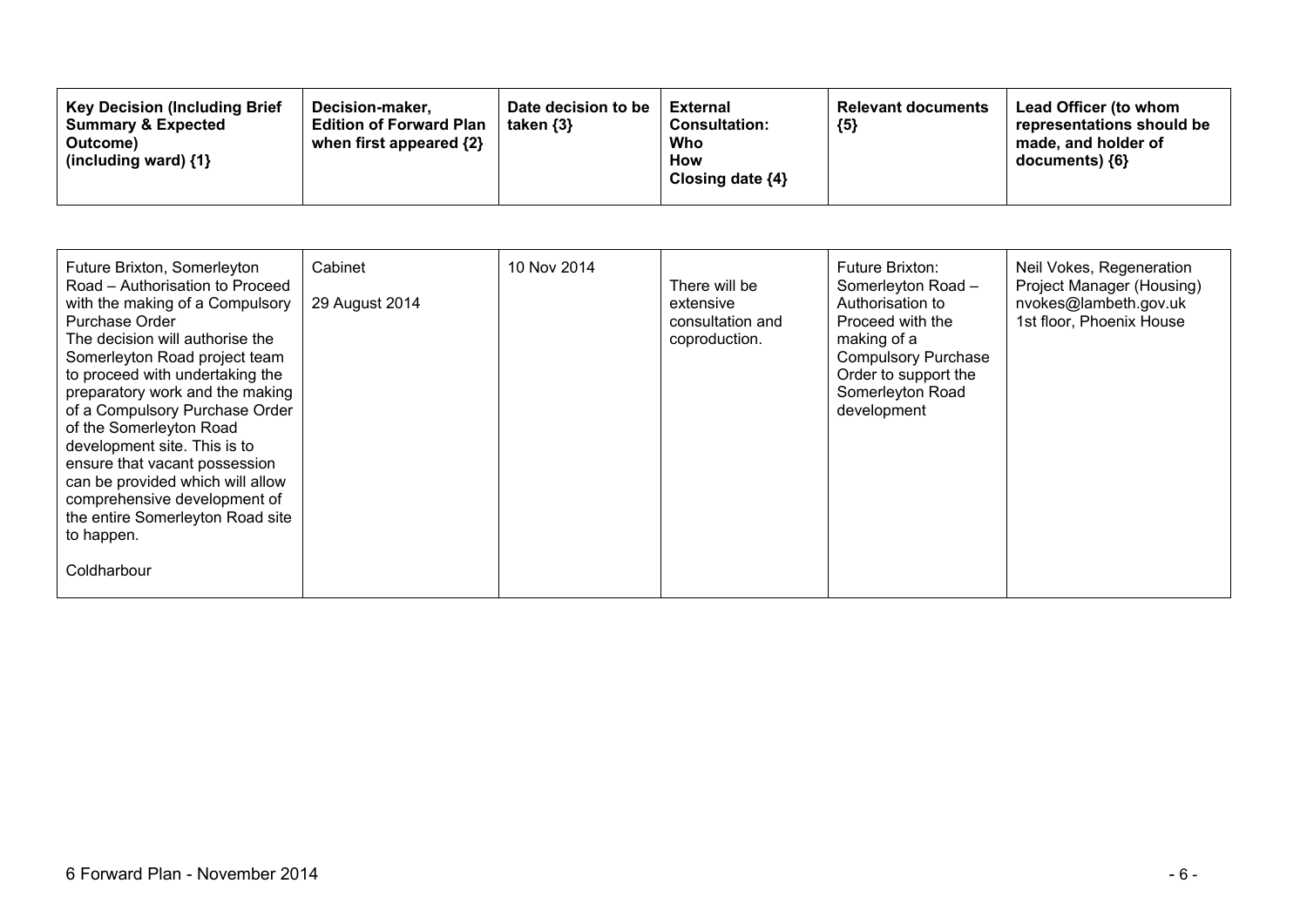| Key Decision (Including Brief Summary & Expected Outcome) (including ward) {1} | Decision-maker, Edition of Forward Plan when first appeared {2} | Date decision to be taken {3} | External Consultation: Who How Closing date {4} | Relevant documents {5} | Lead Officer (to whom representations should be made, and holder of documents) {6} |
|---|---|---|---|---|---|
| Future Brixton, Somerleyton Road – Authorisation to Proceed with the making of a Compulsory Purchase Order<br>The decision will authorise the Somerleyton Road project team to proceed with undertaking the preparatory work and the making of a Compulsory Purchase Order of the Somerleyton Road development site. This is to ensure that vacant possession can be provided which will allow comprehensive development of the entire Somerleyton Road site to happen.<br><br>Coldharbour | Cabinet<br><br>29 August 2014 | 10 Nov 2014 | There will be extensive consultation and coproduction. | Future Brixton: Somerleyton Road – Authorisation to Proceed with the making of a Compulsory Purchase Order to support the Somerleyton Road development | Neil Vokes, Regeneration Project Manager (Housing)<br>nvokes@lambeth.gov.uk<br>1st floor, Phoenix House |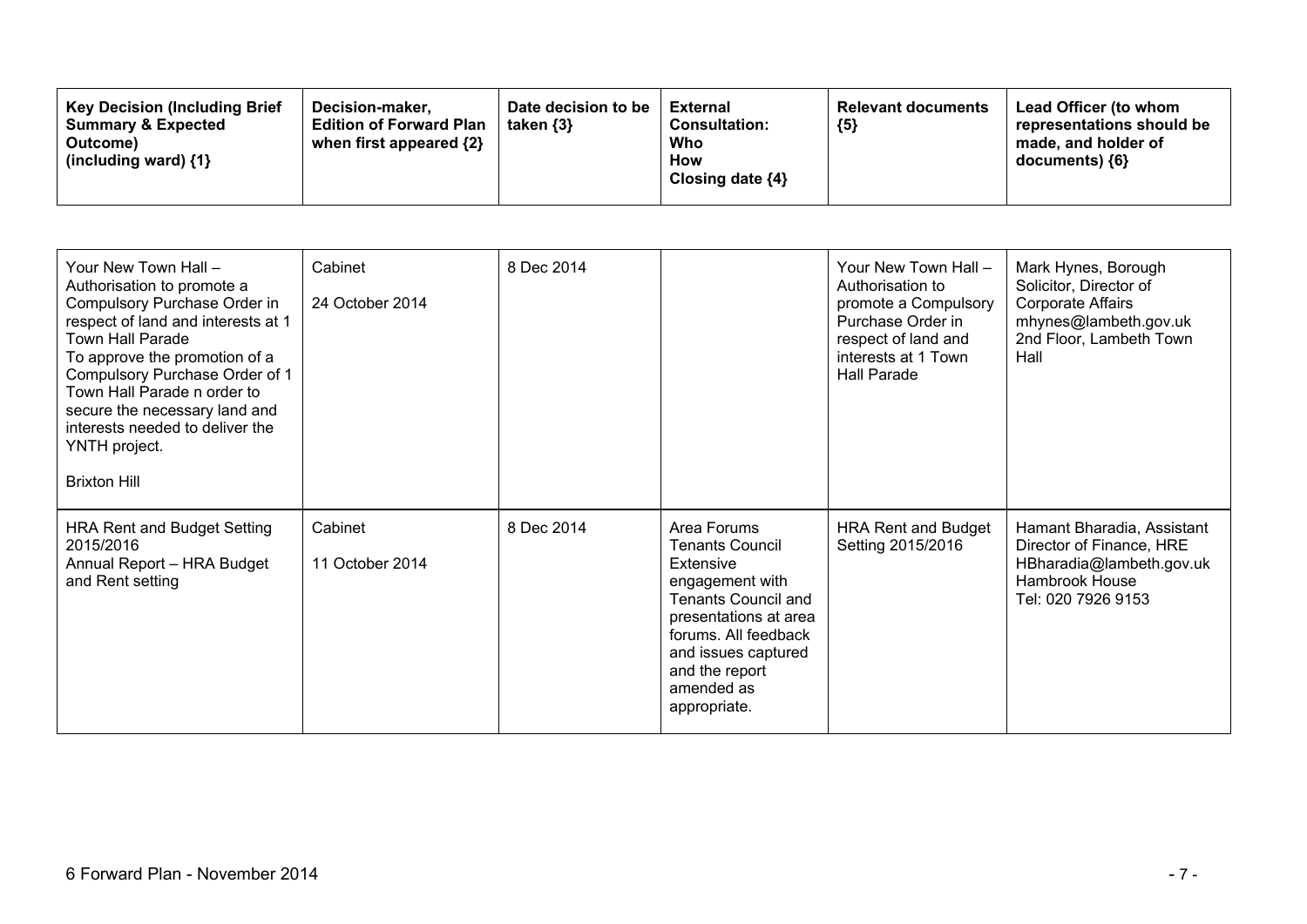| Key Decision (Including Brief Summary & Expected Outcome) (including ward) {1} | Decision-maker, Edition of Forward Plan when first appeared {2} | Date decision to be taken {3} | External Consultation: Who How Closing date {4} | Relevant documents {5} | Lead Officer (to whom representations should be made, and holder of documents) {6} |
|---|---|---|---|---|---|
| Your New Town Hall – Authorisation to promote a Compulsory Purchase Order in respect of land and interests at 1 Town Hall Parade<br>To approve the promotion of a Compulsory Purchase Order of 1 Town Hall Parade n order to secure the necessary land and interests needed to deliver the YNTH project.<br><br>Brixton Hill | Cabinet<br><br>24 October 2014 | 8 Dec 2014 | | Your New Town Hall – Authorisation to promote a Compulsory Purchase Order in respect of land and interests at 1 Town Hall Parade | Mark Hynes, Borough Solicitor, Director of Corporate Affairs<br>mhynes@lambeth.gov.uk<br>2nd Floor, Lambeth Town Hall |
| HRA Rent and Budget Setting 2015/2016<br>Annual Report – HRA Budget and Rent setting | Cabinet<br><br>11 October 2014 | 8 Dec 2014 | Area Forums<br>Tenants Council<br>Extensive engagement with Tenants Council and presentations at area forums. All feedback and issues captured and the report amended as appropriate. | HRA Rent and Budget Setting 2015/2016 | Hamant Bharadia, Assistant Director of Finance, HRE<br>HBharadia@lambeth.gov.uk<br>Hambrook House<br>Tel: 020 7926 9153 |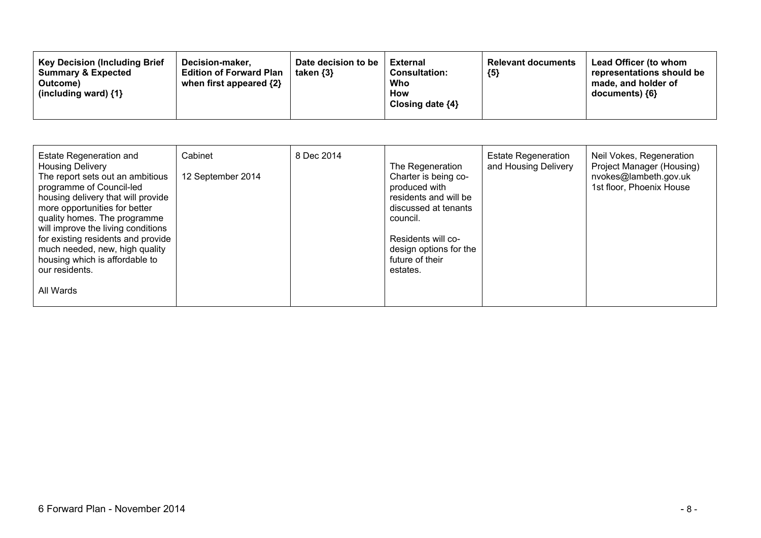| Key Decision (Including Brief Summary & Expected Outcome) (including ward) {1} | Decision-maker, Edition of Forward Plan when first appeared {2} | Date decision to be taken {3} | External Consultation: Who How Closing date {4} | Relevant documents {5} | Lead Officer (to whom representations should be made, and holder of documents) {6} |
|---|---|---|---|---|---|
| Estate Regeneration and Housing Delivery<br>The report sets out an ambitious programme of Council-led housing delivery that will provide more opportunities for better quality homes. The programme will improve the living conditions for existing residents and provide much needed, new, high quality housing which is affordable to our residents.<br><br>All Wards | Cabinet<br><br>12 September 2014 | 8 Dec 2014 | The Regeneration Charter is being co-produced with residents and will be discussed at tenants council.<br><br>Residents will co-design options for the future of their estates. | Estate Regeneration and Housing Delivery | Neil Vokes, Regeneration Project Manager (Housing)<br>nvokes@lambeth.gov.uk<br>1st floor, Phoenix House |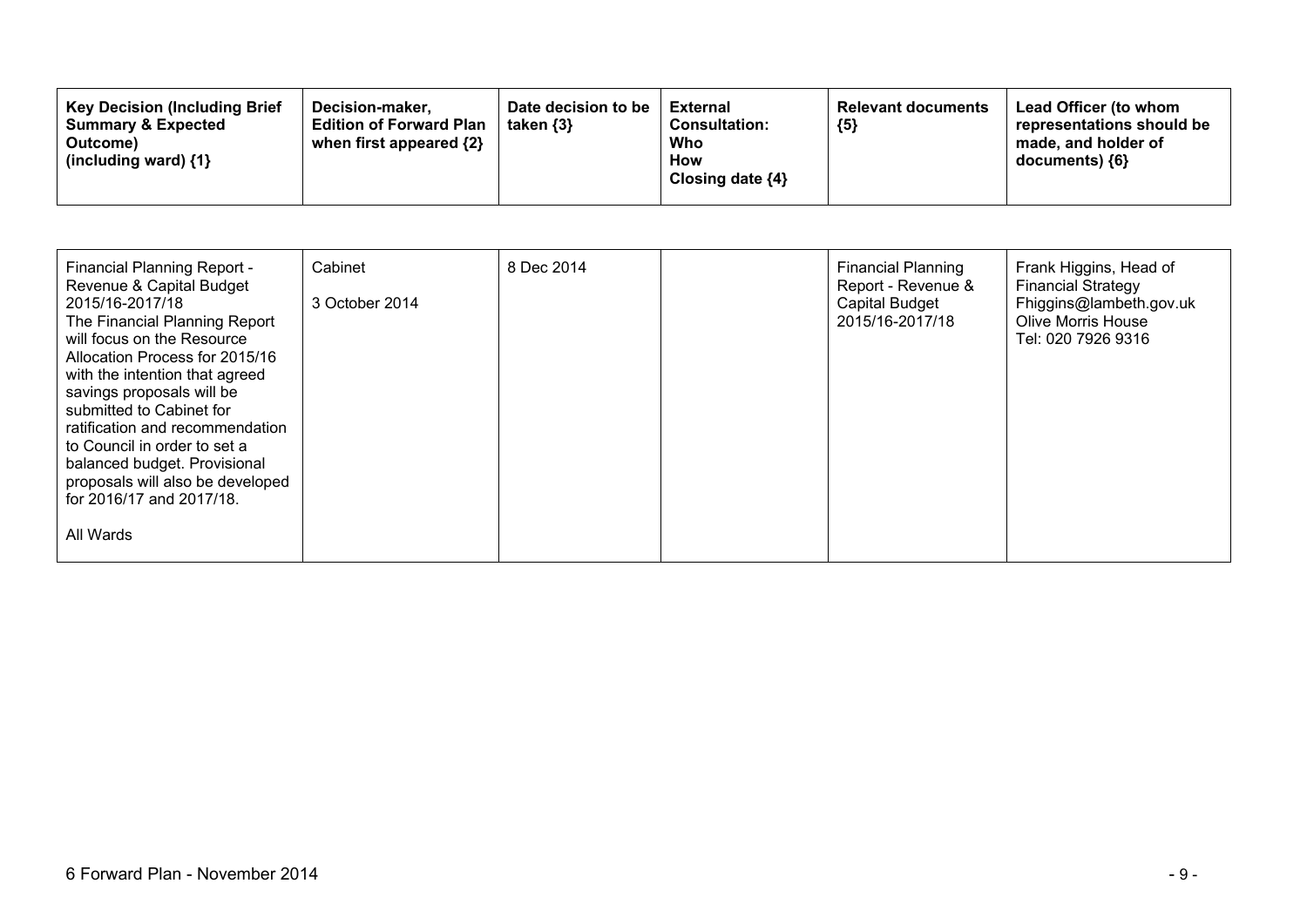| Key Decision (Including Brief Summary & Expected Outcome) (including ward) {1} | Decision-maker, Edition of Forward Plan when first appeared {2} | Date decision to be taken {3} | External Consultation: Who How Closing date {4} | Relevant documents {5} | Lead Officer (to whom representations should be made, and holder of documents) {6} |
|---|---|---|---|---|---|
| Financial Planning Report - Revenue & Capital Budget 2015/16-2017/18<br>The Financial Planning Report will focus on the Resource Allocation Process for 2015/16 with the intention that agreed savings proposals will be submitted to Cabinet for ratification and recommendation to Council in order to set a balanced budget. Provisional proposals will also be developed for 2016/17 and 2017/18.<br><br>All Wards | Cabinet<br><br>3 October 2014 | 8 Dec 2014 | | Financial Planning Report - Revenue & Capital Budget 2015/16-2017/18 | Frank Higgins, Head of Financial Strategy<br>Fhiggins@lambeth.gov.uk<br>Olive Morris House<br>Tel: 020 7926 9316 |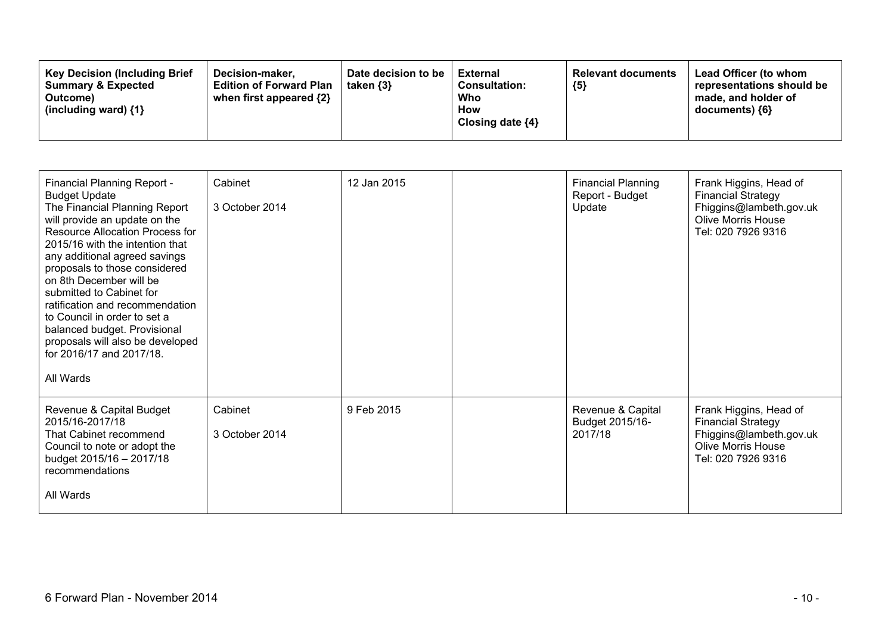| Key Decision (Including Brief Summary & Expected Outcome) (including ward) {1} | Decision-maker, Edition of Forward Plan when first appeared {2} | Date decision to be taken {3} | External Consultation: Who How Closing date {4} | Relevant documents {5} | Lead Officer (to whom representations should be made, and holder of documents) {6} |
|---|---|---|---|---|---|
| Financial Planning Report - Budget Update<br>The Financial Planning Report will provide an update on the Resource Allocation Process for 2015/16 with the intention that any additional agreed savings proposals to those considered on 8th December will be submitted to Cabinet for ratification and recommendation to Council in order to set a balanced budget. Provisional proposals will also be developed for 2016/17 and 2017/18.<br><br>All Wards | Cabinet<br><br>3 October 2014 | 12 Jan 2015 | | Financial Planning Report - Budget Update | Frank Higgins, Head of Financial Strategy<br>Fhiggins@lambeth.gov.uk<br>Olive Morris House<br>Tel: 020 7926 9316 |
| Revenue & Capital Budget 2015/16-2017/18<br>That Cabinet recommend Council to note or adopt the budget 2015/16 – 2017/18 recommendations<br><br>All Wards | Cabinet<br><br>3 October 2014 | 9 Feb 2015 | | Revenue & Capital Budget 2015/16-2017/18 | Frank Higgins, Head of Financial Strategy<br>Fhiggins@lambeth.gov.uk<br>Olive Morris House<br>Tel: 020 7926 9316 |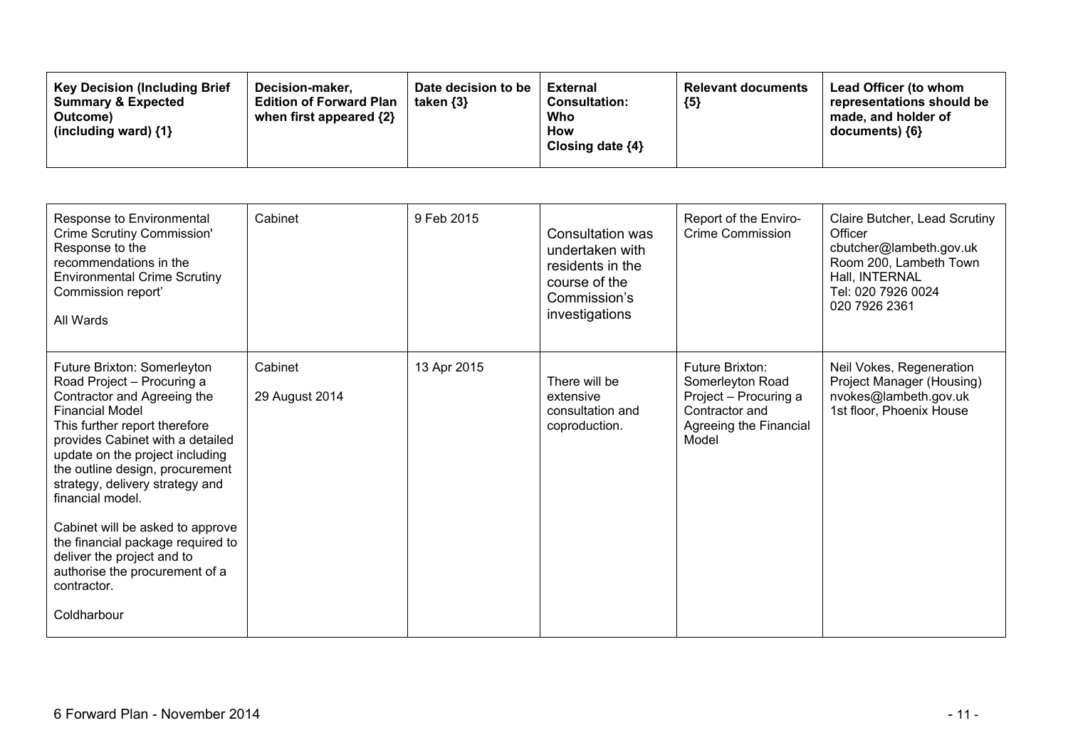| Key Decision (Including Brief Summary & Expected Outcome) (including ward) {1} | Decision-maker, Edition of Forward Plan when first appeared {2} | Date decision to be taken {3} | External Consultation: Who How Closing date {4} | Relevant documents {5} | Lead Officer (to whom representations should be made, and holder of documents) {6} |
|---|---|---|---|---|---|
| Response to Environmental Crime Scrutiny Commission' Response to the recommendations in the Environmental Crime Scrutiny Commission report'<br><br>All Wards | Cabinet | 9 Feb 2015 | Consultation was undertaken with residents in the course of the Commission's investigations | Report of the Enviro-Crime Commission | Claire Butcher, Lead Scrutiny Officer<br>cbutcher@lambeth.gov.uk<br>Room 200, Lambeth Town Hall, INTERNAL<br>Tel: 020 7926 0024<br>020 7926 2361 |
| Future Brixton: Somerleyton Road Project – Procuring a Contractor and Agreeing the Financial Model<br>This further report therefore provides Cabinet with a detailed update on the project including the outline design, procurement strategy, delivery strategy and financial model.<br><br>Cabinet will be asked to approve the financial package required to deliver the project and to authorise the procurement of a contractor.<br><br>Coldharbour | Cabinet<br><br>29 August 2014 | 13 Apr 2015 | There will be extensive consultation and coproduction. | Future Brixton: Somerleyton Road Project – Procuring a Contractor and Agreeing the Financial Model | Neil Vokes, Regeneration Project Manager (Housing)<br>nvokes@lambeth.gov.uk<br>1st floor, Phoenix House |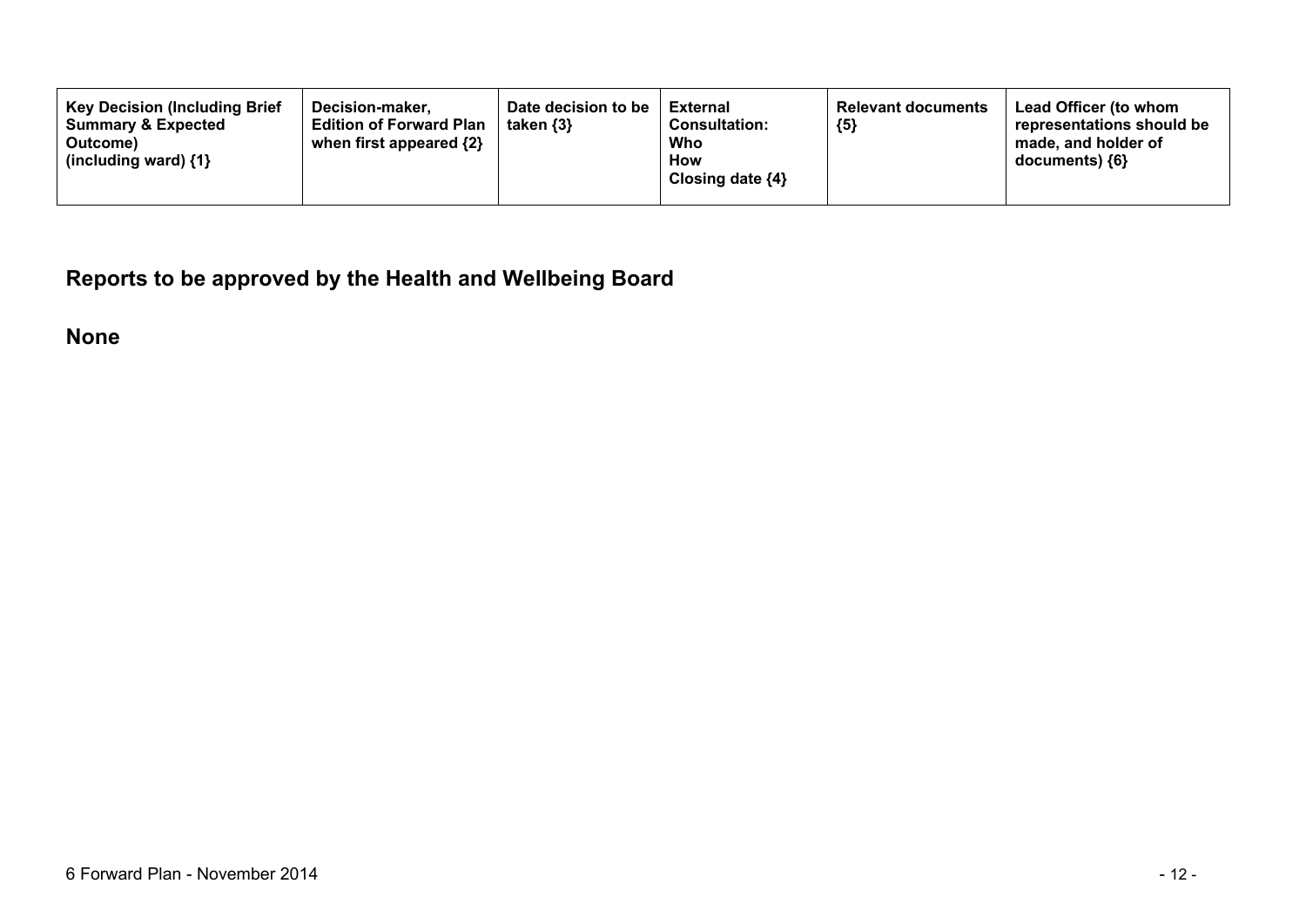| Key Decision (Including Brief Summary & Expected Outcome) (including ward) {1} | Decision-maker, Edition of Forward Plan when first appeared {2} | Date decision to be taken {3} | External Consultation: Who How Closing date {4} | Relevant documents {5} | Lead Officer (to whom representations should be made, and holder of documents) {6} |
|---|---|---|---|---|---|

## Reports to be approved by the Health and Wellbeing Board

**None**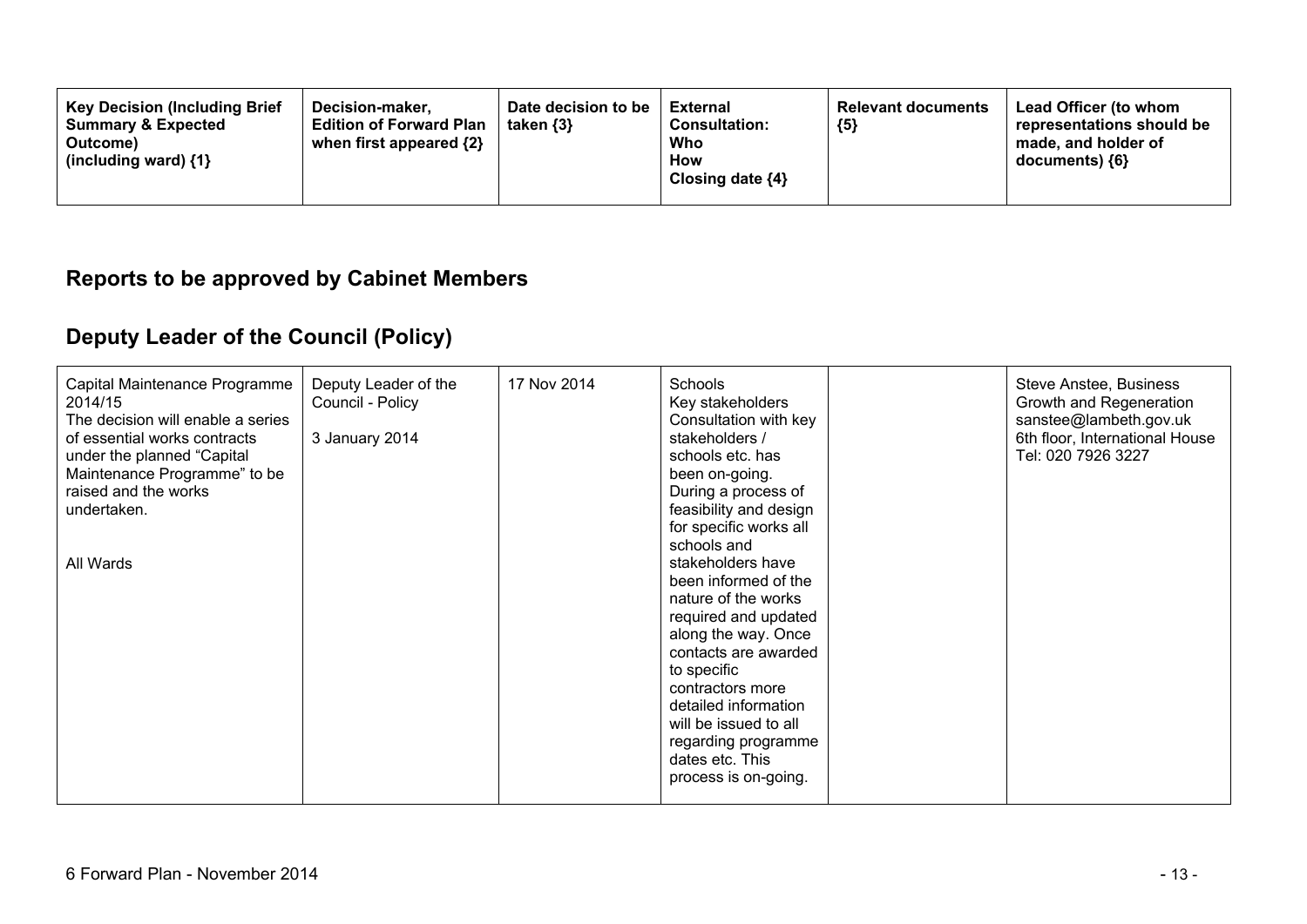| Key Decision (Including Brief Summary & Expected Outcome) (including ward) {1} | Decision-maker, Edition of Forward Plan when first appeared {2} | Date decision to be taken {3} | External Consultation: Who How Closing date {4} | Relevant documents {5} | Lead Officer (to whom representations should be made, and holder of documents) {6} |
|---|---|---|---|---|---|

## Reports to be approved by Cabinet Members

## Deputy Leader of the Council (Policy)

| | | | | | |
|---|---|---|---|---|---|
| Capital Maintenance Programme 2014/15<br>The decision will enable a series of essential works contracts under the planned "Capital Maintenance Programme" to be raised and the works undertaken.<br><br>All Wards | Deputy Leader of the Council - Policy<br><br>3 January 2014 | 17 Nov 2014 | Schools<br>Key stakeholders<br>Consultation with key stakeholders / schools etc. has been on-going. During a process of feasibility and design for specific works all schools and stakeholders have been informed of the nature of the works required and updated along the way. Once contacts are awarded to specific contractors more detailed information will be issued to all regarding programme dates etc. This process is on-going. | | Steve Anstee, Business Growth and Regeneration<br>sanstee@lambeth.gov.uk<br>6th floor, International House<br>Tel: 020 7926 3227 |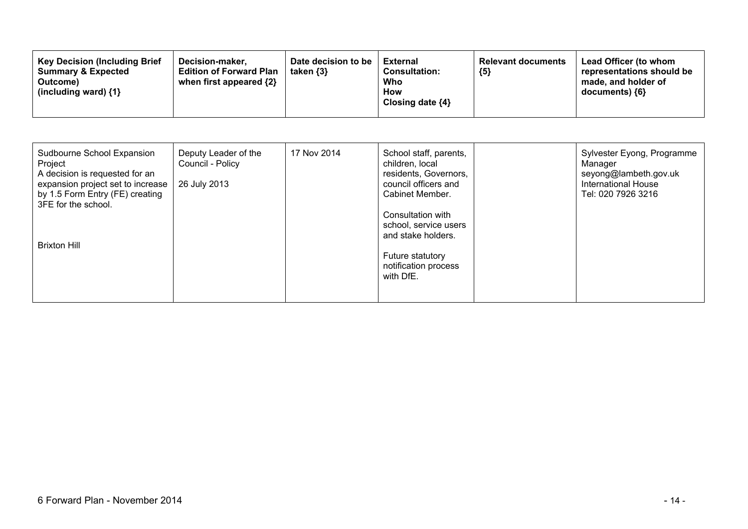| Key Decision (Including Brief Summary & Expected Outcome) (including ward) {1} | Decision-maker, Edition of Forward Plan when first appeared {2} | Date decision to be taken {3} | External Consultation: Who How Closing date {4} | Relevant documents {5} | Lead Officer (to whom representations should be made, and holder of documents) {6} |
|---|---|---|---|---|---|
| Sudbourne School Expansion Project<br>A decision is requested for an expansion project set to increase by 1.5 Form Entry (FE) creating 3FE for the school.<br><br>Brixton Hill | Deputy Leader of the Council - Policy<br><br>26 July 2013 | 17 Nov 2014 | School staff, parents, children, local residents, Governors, council officers and Cabinet Member.<br><br>Consultation with school, service users and stake holders.<br><br>Future statutory notification process with DfE. | | Sylvester Eyong, Programme Manager<br>seyong@lambeth.gov.uk<br>International House<br>Tel: 020 7926 3216 |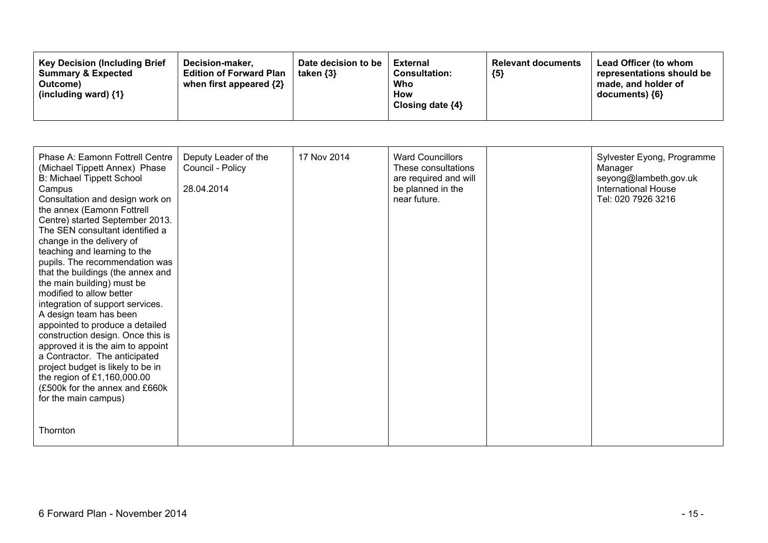| Key Decision (Including Brief Summary & Expected Outcome) (including ward) {1} | Decision-maker, Edition of Forward Plan when first appeared {2} | Date decision to be taken {3} | External Consultation: Who How Closing date {4} | Relevant documents {5} | Lead Officer (to whom representations should be made, and holder of documents) {6} |
|---|---|---|---|---|---|
| Phase A: Eamonn Fottrell Centre (Michael Tippett Annex) Phase B: Michael Tippett School Campus<br>Consultation and design work on the annex (Eamonn Fottrell Centre) started September 2013. The SEN consultant identified a change in the delivery of teaching and learning to the pupils. The recommendation was that the buildings (the annex and the main building) must be modified to allow better integration of support services. A design team has been appointed to produce a detailed construction design. Once this is approved it is the aim to appoint a Contractor. The anticipated project budget is likely to be in the region of £1,160,000.00 (£500k for the annex and £660k for the main campus)<br><br>Thornton | Deputy Leader of the Council - Policy<br><br>28.04.2014 | 17 Nov 2014 | Ward Councillors These consultations are required and will be planned in the near future. | | Sylvester Eyong, Programme Manager<br>seyong@lambeth.gov.uk<br>International House<br>Tel: 020 7926 3216 |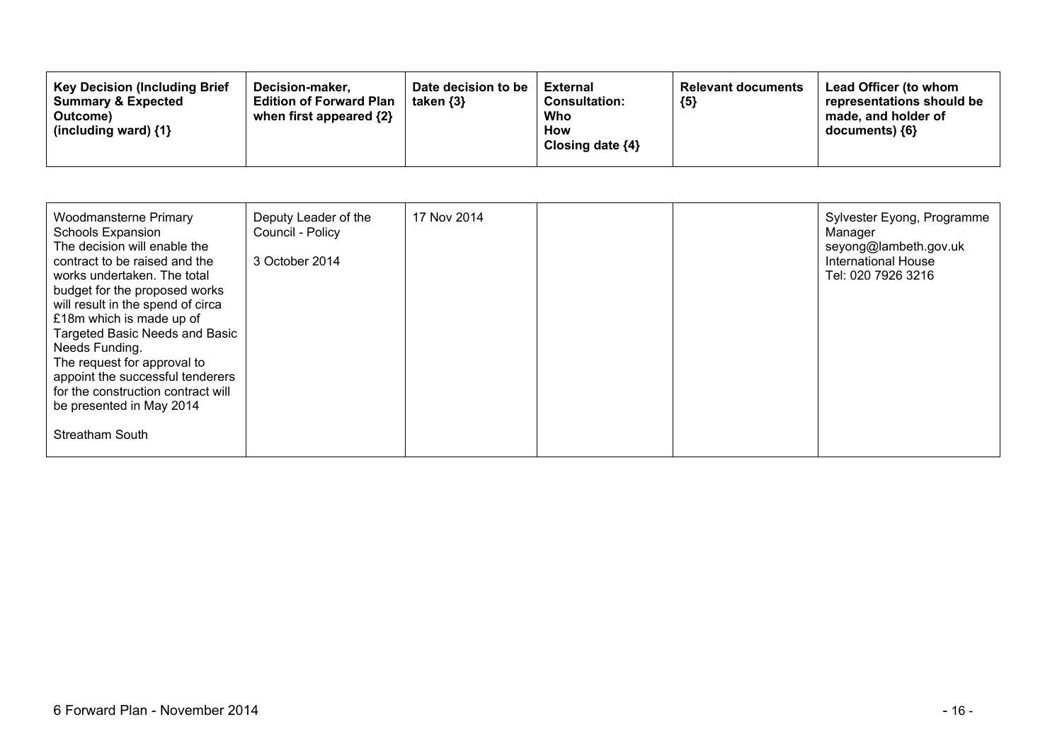| Key Decision (Including Brief Summary & Expected Outcome) (including ward) {1} | Decision-maker, Edition of Forward Plan when first appeared {2} | Date decision to be taken {3} | External Consultation: Who How Closing date {4} | Relevant documents {5} | Lead Officer (to whom representations should be made, and holder of documents) {6} |
|---|---|---|---|---|---|
| Woodmansterne Primary Schools Expansion<br>The decision will enable the contract to be raised and the works undertaken. The total budget for the proposed works will result in the spend of circa £18m which is made up of Targeted Basic Needs and Basic Needs Funding.<br>The request for approval to appoint the successful tenderers for the construction contract will be presented in May 2014<br><br>Streatham South | Deputy Leader of the Council - Policy<br><br>3 October 2014 | 17 Nov 2014 | | | Sylvester Eyong, Programme Manager<br>seyong@lambeth.gov.uk<br>International House<br>Tel: 020 7926 3216 |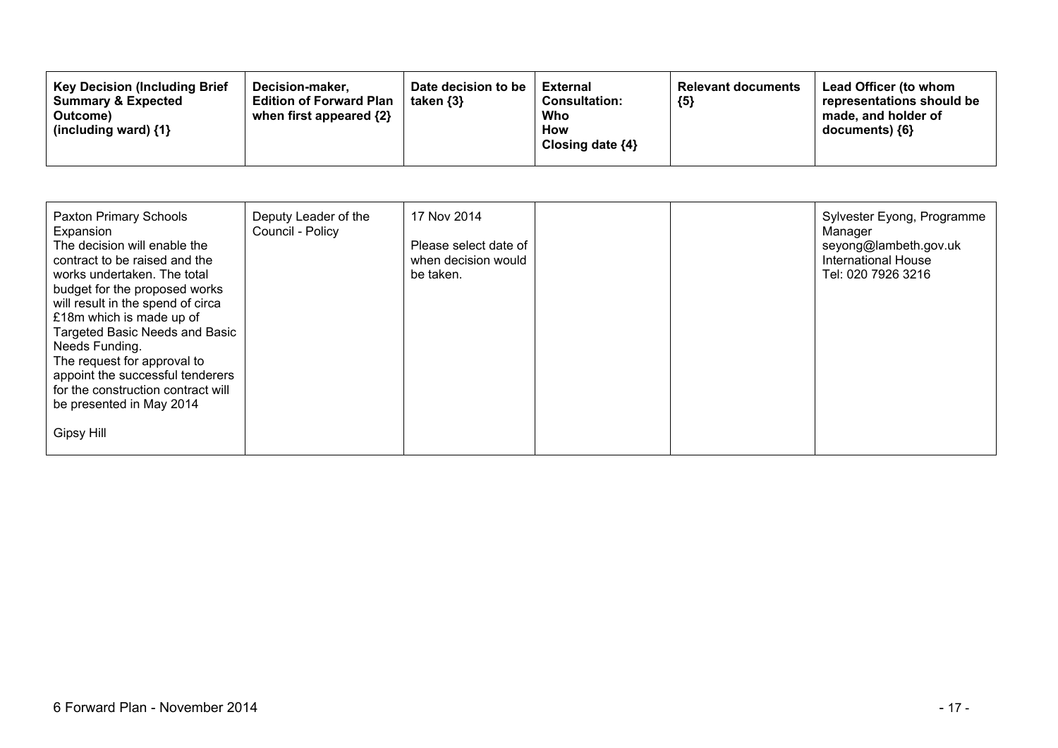| Key Decision (Including Brief Summary & Expected Outcome) (including ward) {1} | Decision-maker, Edition of Forward Plan when first appeared {2} | Date decision to be taken {3} | External Consultation: Who How Closing date {4} | Relevant documents {5} | Lead Officer (to whom representations should be made, and holder of documents) {6} |
|---|---|---|---|---|---|
| Paxton Primary Schools Expansion<br>The decision will enable the contract to be raised and the works undertaken. The total budget for the proposed works will result in the spend of circa £18m which is made up of Targeted Basic Needs and Basic Needs Funding.<br>The request for approval to appoint the successful tenderers for the construction contract will be presented in May 2014<br><br>Gipsy Hill | Deputy Leader of the Council - Policy | 17 Nov 2014<br><br>Please select date of when decision would be taken. | | | Sylvester Eyong, Programme Manager<br>seyong@lambeth.gov.uk<br>International House<br>Tel: 020 7926 3216 |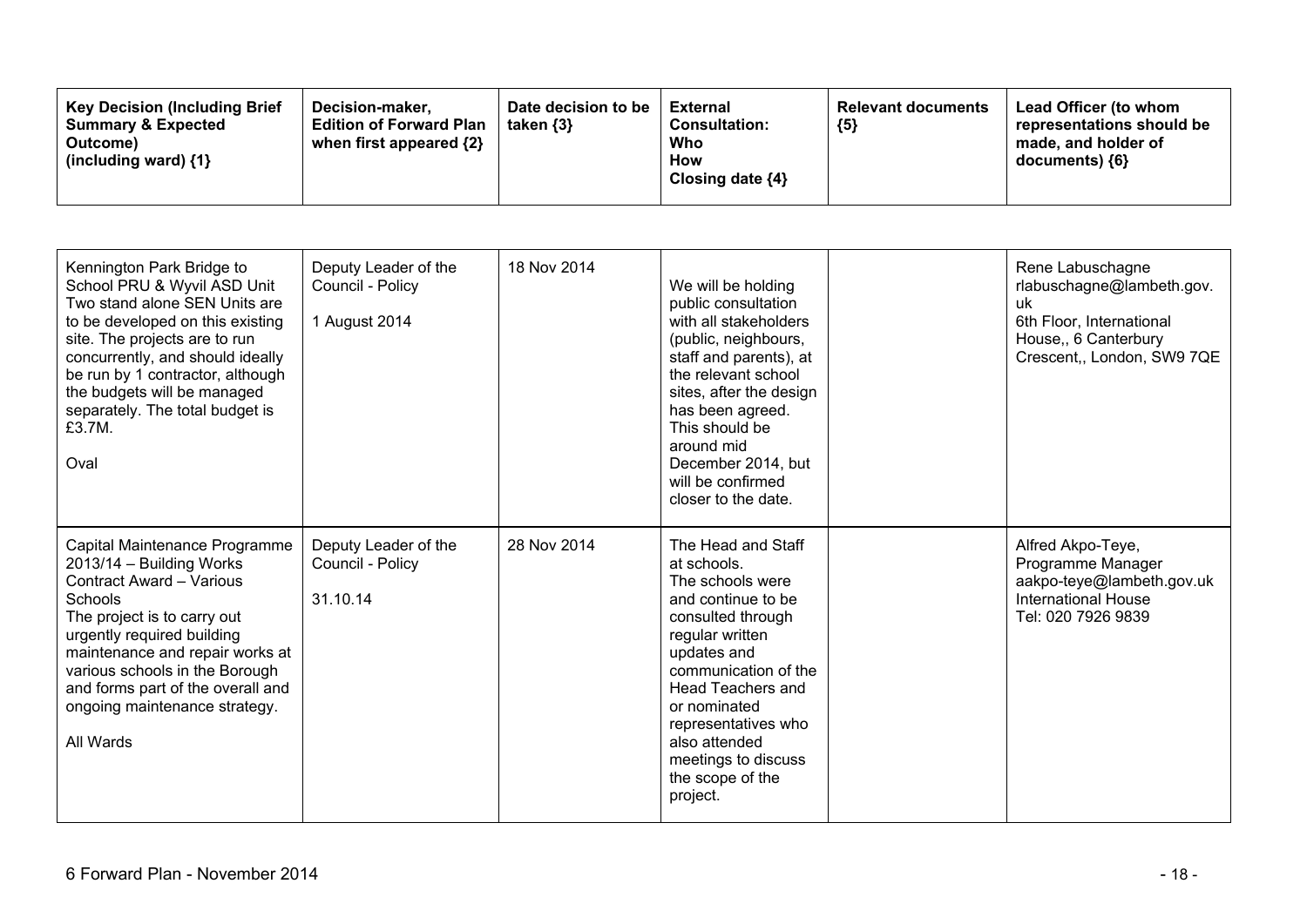| Key Decision (Including Brief Summary & Expected Outcome) (including ward) {1} | Decision-maker, Edition of Forward Plan when first appeared {2} | Date decision to be taken {3} | External Consultation: Who How Closing date {4} | Relevant documents {5} | Lead Officer (to whom representations should be made, and holder of documents) {6} |
|---|---|---|---|---|---|
| Kennington Park Bridge to School PRU & Wyvil ASD Unit<br>Two stand alone SEN Units are to be developed on this existing site. The projects are to run concurrently, and should ideally be run by 1 contractor, although the budgets will be managed separately. The total budget is £3.7M.<br><br>Oval | Deputy Leader of the Council - Policy<br><br>1 August 2014 | 18 Nov 2014 | We will be holding public consultation with all stakeholders (public, neighbours, staff and parents), at the relevant school sites, after the design has been agreed. This should be around mid December 2014, but will be confirmed closer to the date. | | Rene Labuschagne<br>rlabuschagne@lambeth.gov.uk<br>6th Floor, International House,, 6 Canterbury Crescent,, London, SW9 7QE |
| Capital Maintenance Programme 2013/14 – Building Works Contract Award – Various Schools<br>The project is to carry out urgently required building maintenance and repair works at various schools in the Borough and forms part of the overall and ongoing maintenance strategy.<br><br>All Wards | Deputy Leader of the Council - Policy<br><br>31.10.14 | 28 Nov 2014 | The Head and Staff at schools.<br>The schools were and continue to be consulted through regular written updates and communication of the Head Teachers and or nominated representatives who also attended meetings to discuss the scope of the project. | | Alfred Akpo-Teye, Programme Manager<br>aakpo-teye@lambeth.gov.uk<br>International House<br>Tel: 020 7926 9839 |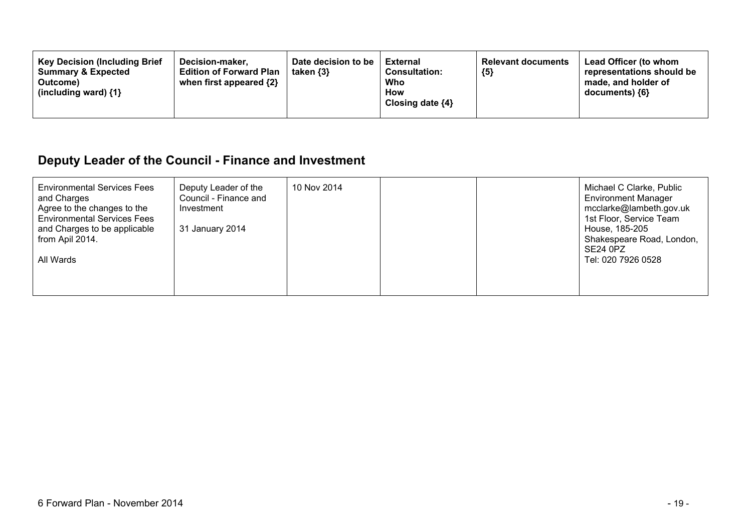| Key Decision (Including Brief Summary & Expected Outcome) (including ward) {1} | Decision-maker, Edition of Forward Plan when first appeared {2} | Date decision to be taken {3} | External Consultation: Who How Closing date {4} | Relevant documents {5} | Lead Officer (to whom representations should be made, and holder of documents) {6} |
|---|---|---|---|---|---|

## Deputy Leader of the Council - Finance and Investment

| | | | | | |
|---|---|---|---|---|---|
| Environmental Services Fees and Charges<br>Agree to the changes to the Environmental Services Fees and Charges to be applicable from Apil 2014.<br><br>All Wards | Deputy Leader of the Council - Finance and Investment<br><br>31 January 2014 | 10 Nov 2014 | | | Michael C Clarke, Public Environment Manager<br>mcclarke@lambeth.gov.uk<br>1st Floor, Service Team House, 185-205 Shakespeare Road, London, SE24 0PZ<br>Tel: 020 7926 0528 |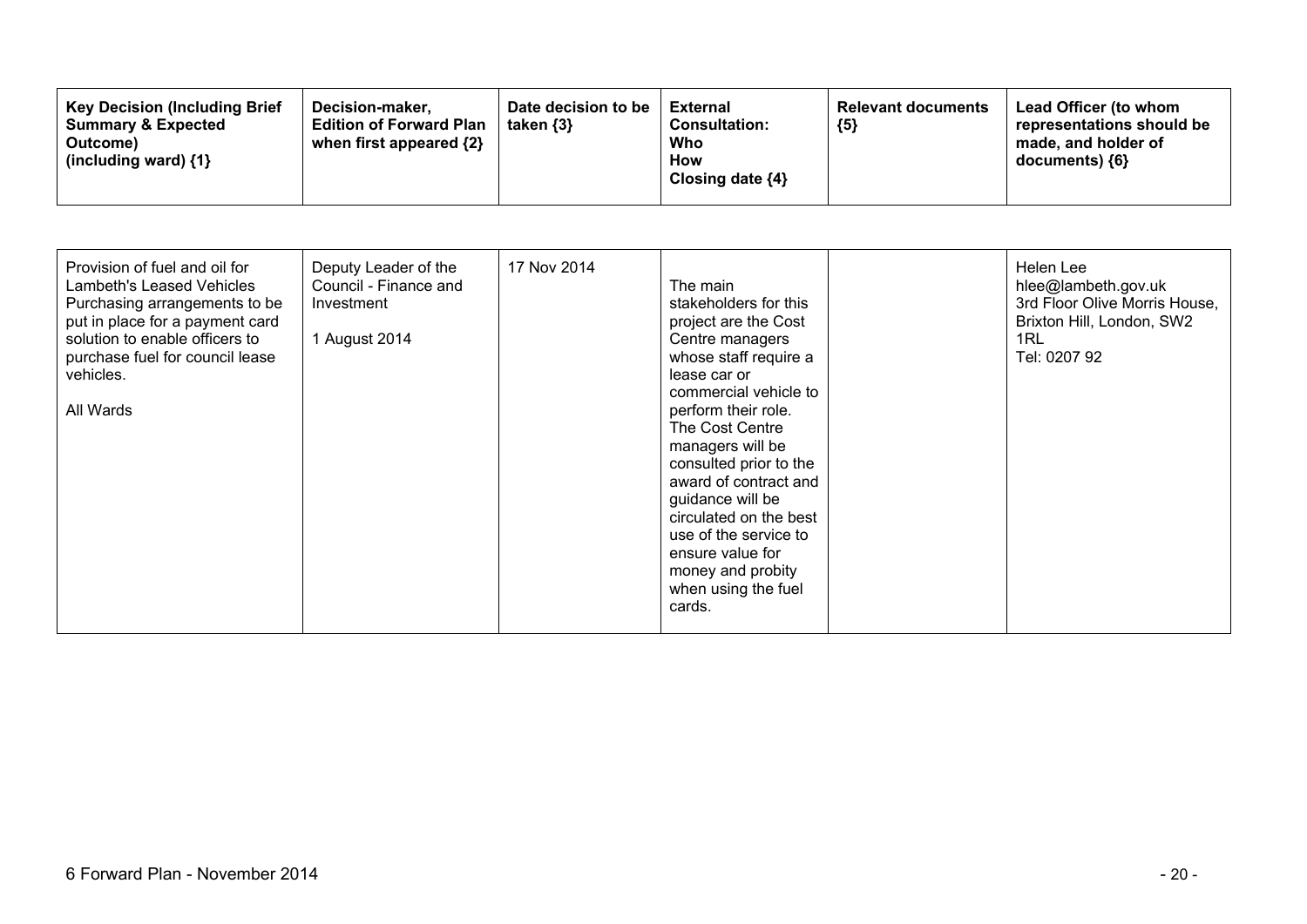| Key Decision (Including Brief Summary & Expected Outcome) (including ward) {1} | Decision-maker, Edition of Forward Plan when first appeared {2} | Date decision to be taken {3} | External Consultation: Who How Closing date {4} | Relevant documents {5} | Lead Officer (to whom representations should be made, and holder of documents) {6} |
|---|---|---|---|---|---|
| Provision of fuel and oil for Lambeth's Leased Vehicles Purchasing arrangements to be put in place for a payment card solution to enable officers to purchase fuel for council lease vehicles.<br><br>All Wards | Deputy Leader of the Council - Finance and Investment<br><br>1 August 2014 | 17 Nov 2014 | The main stakeholders for this project are the Cost Centre managers whose staff require a lease car or commercial vehicle to perform their role. The Cost Centre managers will be consulted prior to the award of contract and guidance will be circulated on the best use of the service to ensure value for money and probity when using the fuel cards. | | Helen Lee<br>hlee@lambeth.gov.uk<br>3rd Floor Olive Morris House, Brixton Hill, London, SW2 1RL<br>Tel: 0207 92 |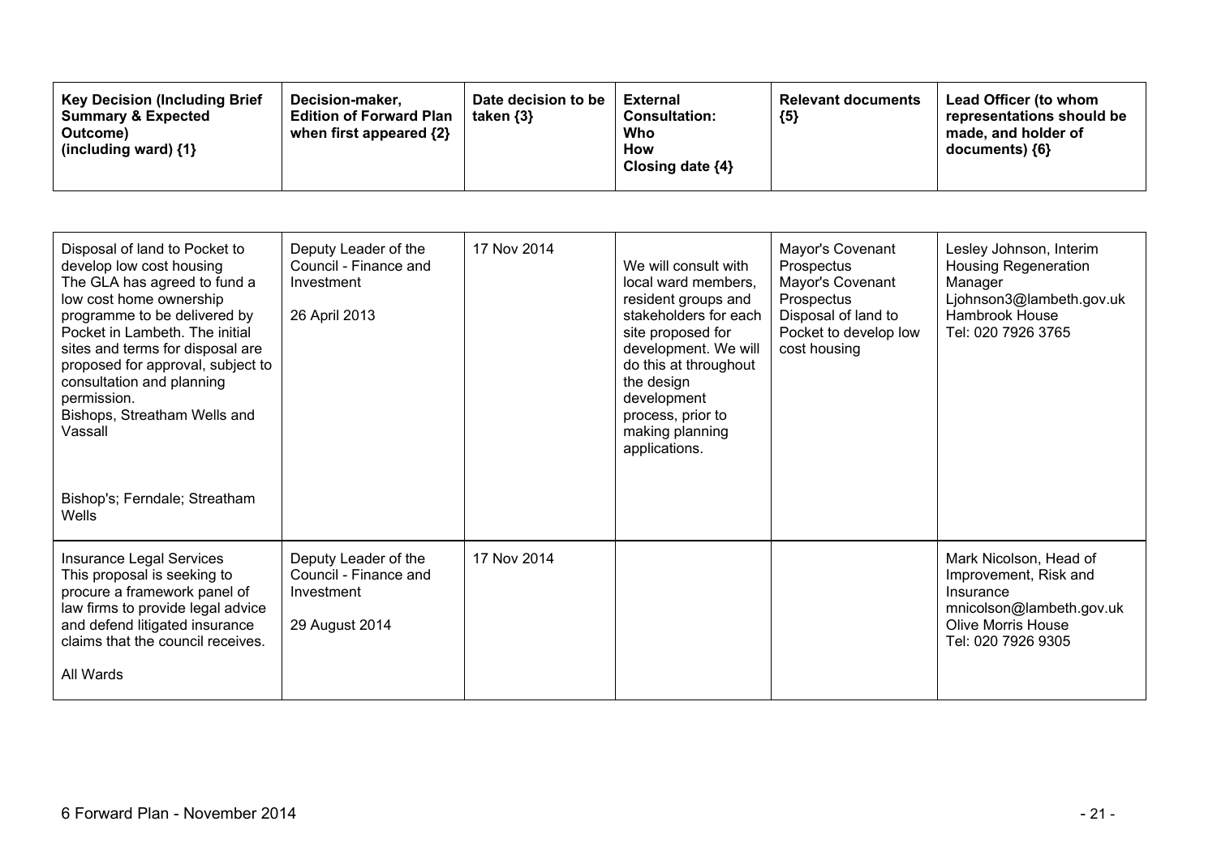| Key Decision (Including Brief Summary & Expected Outcome) (including ward) {1} | Decision-maker, Edition of Forward Plan when first appeared {2} | Date decision to be taken {3} | External Consultation: Who How Closing date {4} | Relevant documents {5} | Lead Officer (to whom representations should be made, and holder of documents) {6} |
|---|---|---|---|---|---|
| Disposal of land to Pocket to develop low cost housing<br>The GLA has agreed to fund a low cost home ownership programme to be delivered by Pocket in Lambeth. The initial sites and terms for disposal are proposed for approval, subject to consultation and planning permission.<br>Bishops, Streatham Wells and Vassall<br><br>Bishop's; Ferndale; Streatham Wells | Deputy Leader of the Council - Finance and Investment<br><br>26 April 2013 | 17 Nov 2014 | We will consult with local ward members, resident groups and stakeholders for each site proposed for development. We will do this at throughout the design development process, prior to making planning applications. | Mayor's Covenant Prospectus<br>Mayor's Covenant Prospectus<br>Disposal of land to Pocket to develop low cost housing | Lesley Johnson, Interim Housing Regeneration Manager<br>Ljohnson3@lambeth.gov.uk<br>Hambrook House<br>Tel: 020 7926 3765 |
| Insurance Legal Services<br>This proposal is seeking to procure a framework panel of law firms to provide legal advice and defend litigated insurance claims that the council receives.<br><br>All Wards | Deputy Leader of the Council - Finance and Investment<br><br>29 August 2014 | 17 Nov 2014 | | | Mark Nicolson, Head of Improvement, Risk and Insurance<br>mnicolson@lambeth.gov.uk<br>Olive Morris House<br>Tel: 020 7926 9305 |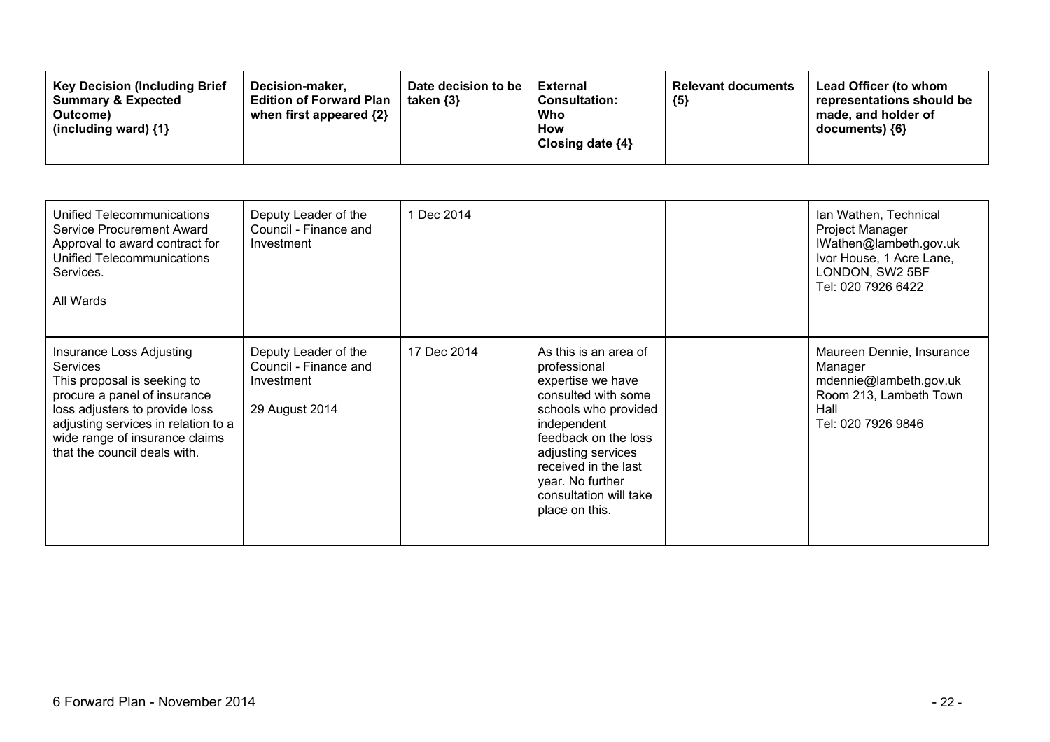| Key Decision (Including Brief Summary & Expected Outcome) (including ward) {1} | Decision-maker, Edition of Forward Plan when first appeared {2} | Date decision to be taken {3} | External Consultation: Who How Closing date {4} | Relevant documents {5} | Lead Officer (to whom representations should be made, and holder of documents) {6} |
|---|---|---|---|---|---|
| Unified Telecommunications Service Procurement Award<br>Approval to award contract for Unified Telecommunications Services.<br><br>All Wards | Deputy Leader of the Council - Finance and Investment | 1 Dec 2014 | | | Ian Wathen, Technical Project Manager<br>IWathen@lambeth.gov.uk<br>Ivor House, 1 Acre Lane, LONDON, SW2 5BF<br>Tel: 020 7926 6422 |
| Insurance Loss Adjusting Services<br>This proposal is seeking to procure a panel of insurance loss adjusters to provide loss adjusting services in relation to a wide range of insurance claims that the council deals with. | Deputy Leader of the Council - Finance and Investment<br><br>29 August 2014 | 17 Dec 2014 | As this is an area of professional expertise we have consulted with some schools who provided independent feedback on the loss adjusting services received in the last year. No further consultation will take place on this. | | Maureen Dennie, Insurance Manager<br>mdennie@lambeth.gov.uk<br>Room 213, Lambeth Town Hall<br>Tel: 020 7926 9846 |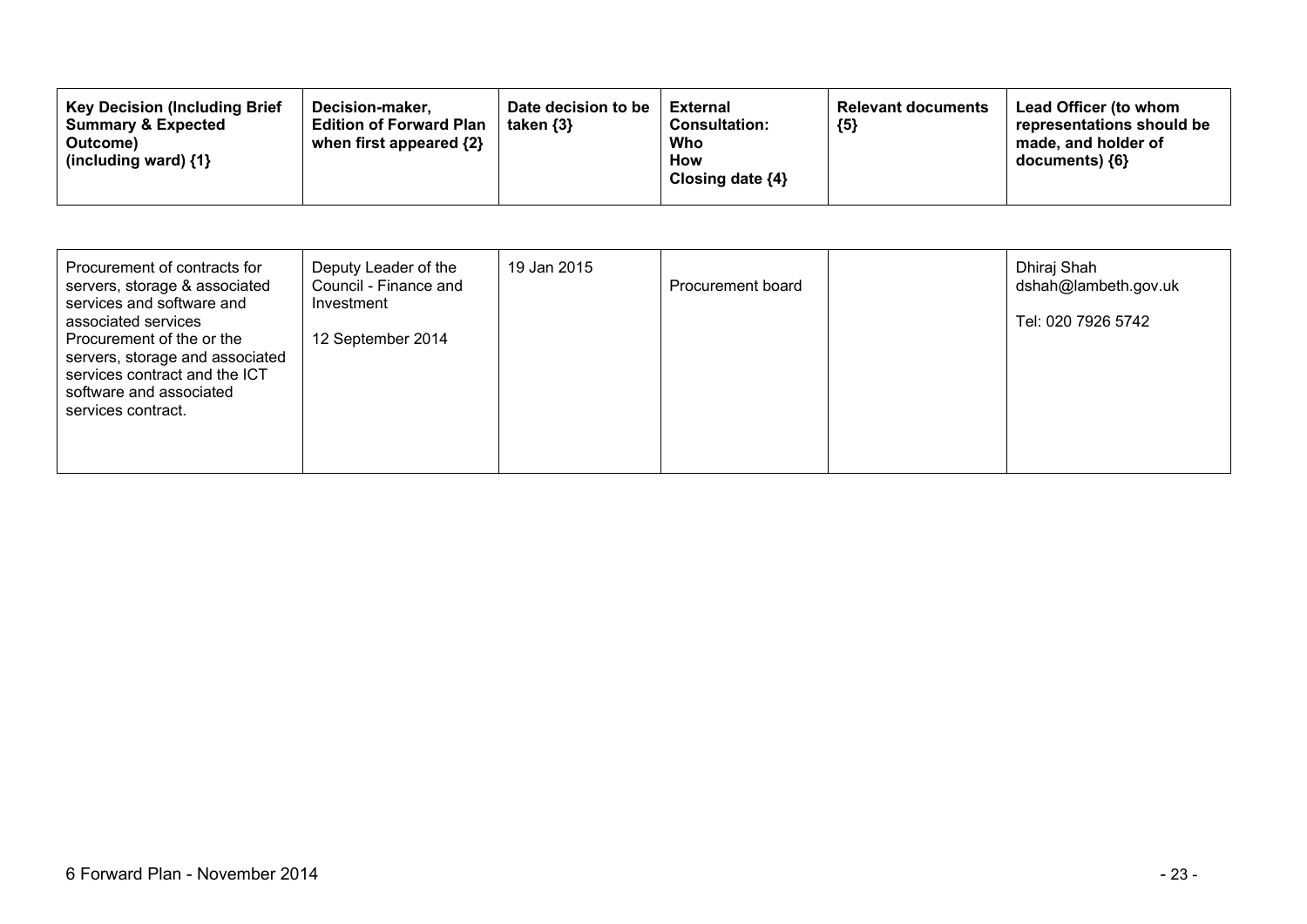| Key Decision (Including Brief Summary & Expected Outcome) (including ward) {1} | Decision-maker, Edition of Forward Plan when first appeared {2} | Date decision to be taken {3} | External Consultation: Who How Closing date {4} | Relevant documents {5} | Lead Officer (to whom representations should be made, and holder of documents) {6} |
|---|---|---|---|---|---|
| Procurement of contracts for servers, storage & associated services and software and associated services<br>Procurement of the or the servers, storage and associated services contract and the ICT software and associated services contract. | Deputy Leader of the Council - Finance and Investment<br><br>12 September 2014 | 19 Jan 2015 | Procurement board | | Dhiraj Shah<br>dshah@lambeth.gov.uk<br><br>Tel: 020 7926 5742 |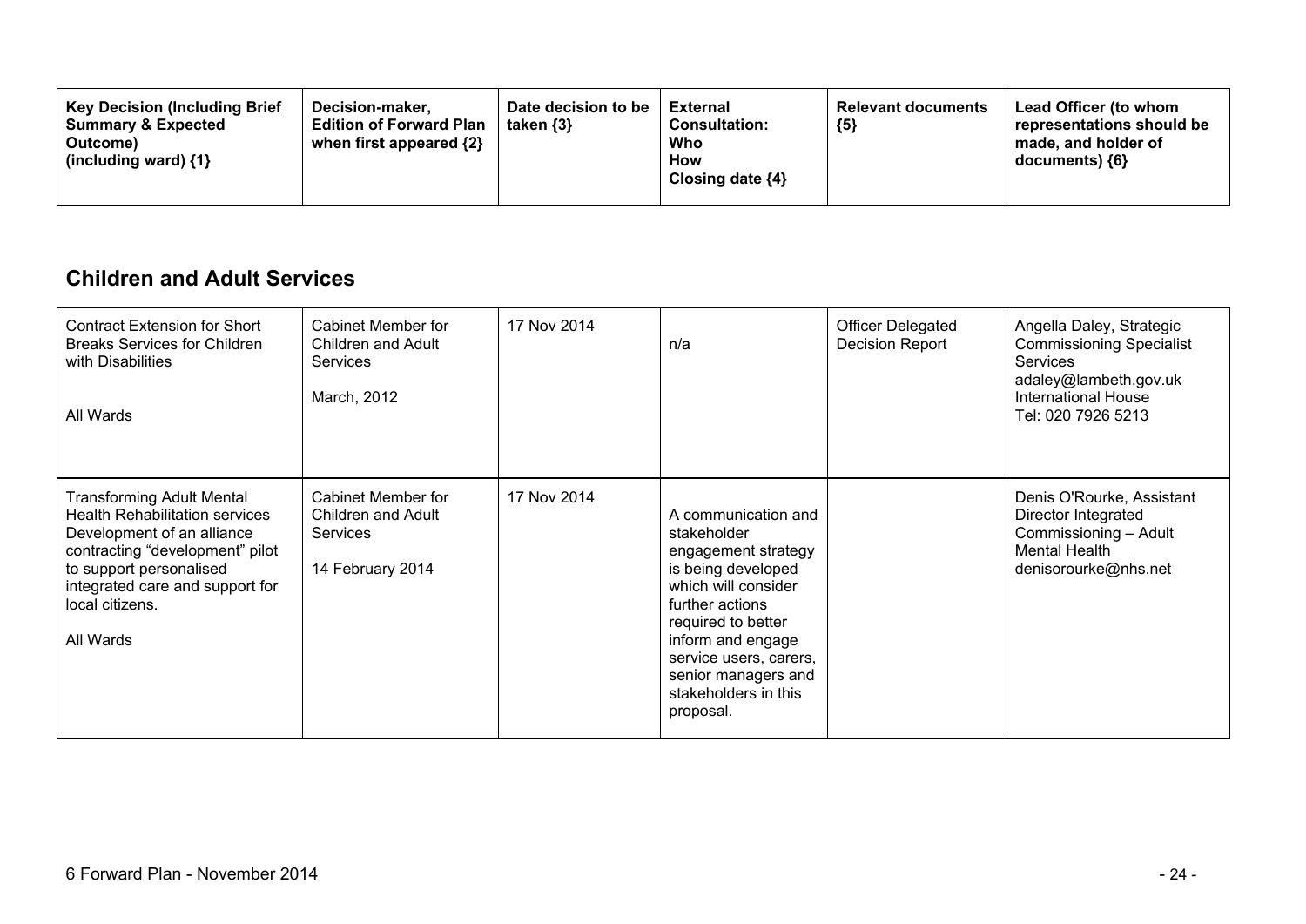| Key Decision (Including Brief Summary & Expected Outcome) (including ward) {1} | Decision-maker, Edition of Forward Plan when first appeared {2} | Date decision to be taken {3} | External Consultation: Who How Closing date {4} | Relevant documents {5} | Lead Officer (to whom representations should be made, and holder of documents) {6} |
|---|---|---|---|---|---|

## Children and Adult Services

| | | | | | |
|---|---|---|---|---|---|
| Contract Extension for Short Breaks Services for Children with Disabilities<br><br>All Wards | Cabinet Member for Children and Adult Services<br><br>March, 2012 | 17 Nov 2014 | n/a | Officer Delegated Decision Report | Angella Daley, Strategic Commissioning Specialist Services<br>adaley@lambeth.gov.uk<br>International House<br>Tel: 020 7926 5213 |
| Transforming Adult Mental Health Rehabilitation services Development of an alliance contracting "development" pilot to support personalised integrated care and support for local citizens.<br><br>All Wards | Cabinet Member for Children and Adult Services<br><br>14 February 2014 | 17 Nov 2014 | A communication and stakeholder engagement strategy is being developed which will consider further actions required to better inform and engage service users, carers, senior managers and stakeholders in this proposal. | | Denis O'Rourke, Assistant Director Integrated Commissioning – Adult Mental Health<br>denisorourke@nhs.net |

6 Forward Plan - November 2014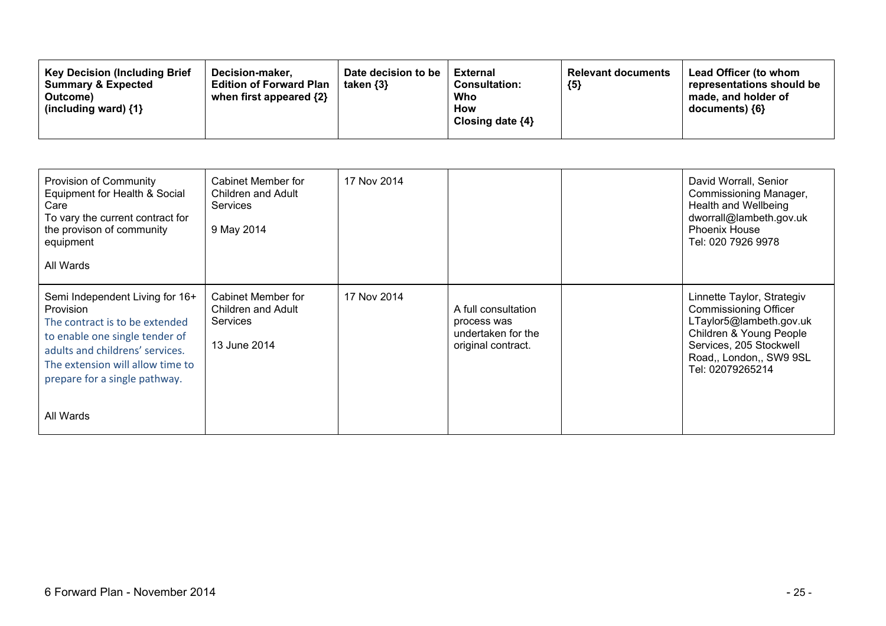| Key Decision (Including Brief Summary & Expected Outcome) (including ward) {1} | Decision-maker, Edition of Forward Plan when first appeared {2} | Date decision to be taken {3} | External Consultation: Who How Closing date {4} | Relevant documents {5} | Lead Officer (to whom representations should be made, and holder of documents) {6} |
|---|---|---|---|---|---|
| Provision of Community Equipment for Health & Social Care<br>To vary the current contract for the provison of community equipment<br><br>All Wards | Cabinet Member for Children and Adult Services<br><br>9 May 2014 | 17 Nov 2014 | | | David Worrall, Senior Commissioning Manager, Health and Wellbeing<br>dworrall@lambeth.gov.uk<br>Phoenix House<br>Tel: 020 7926 9978 |
| Semi Independent Living for 16+ Provision<br>The contract is to be extended to enable one single tender of adults and childrens' services. The extension will allow time to prepare for a single pathway.<br><br>All Wards | Cabinet Member for Children and Adult Services<br><br>13 June 2014 | 17 Nov 2014 | A full consultation process was undertaken for the original contract. | | Linnette Taylor, Strategiv Commissioning Officer<br>LTaylor5@lambeth.gov.uk<br>Children & Young People Services, 205 Stockwell Road,, London,, SW9 9SL<br>Tel: 02079265214 |

6 Forward Plan - November 2014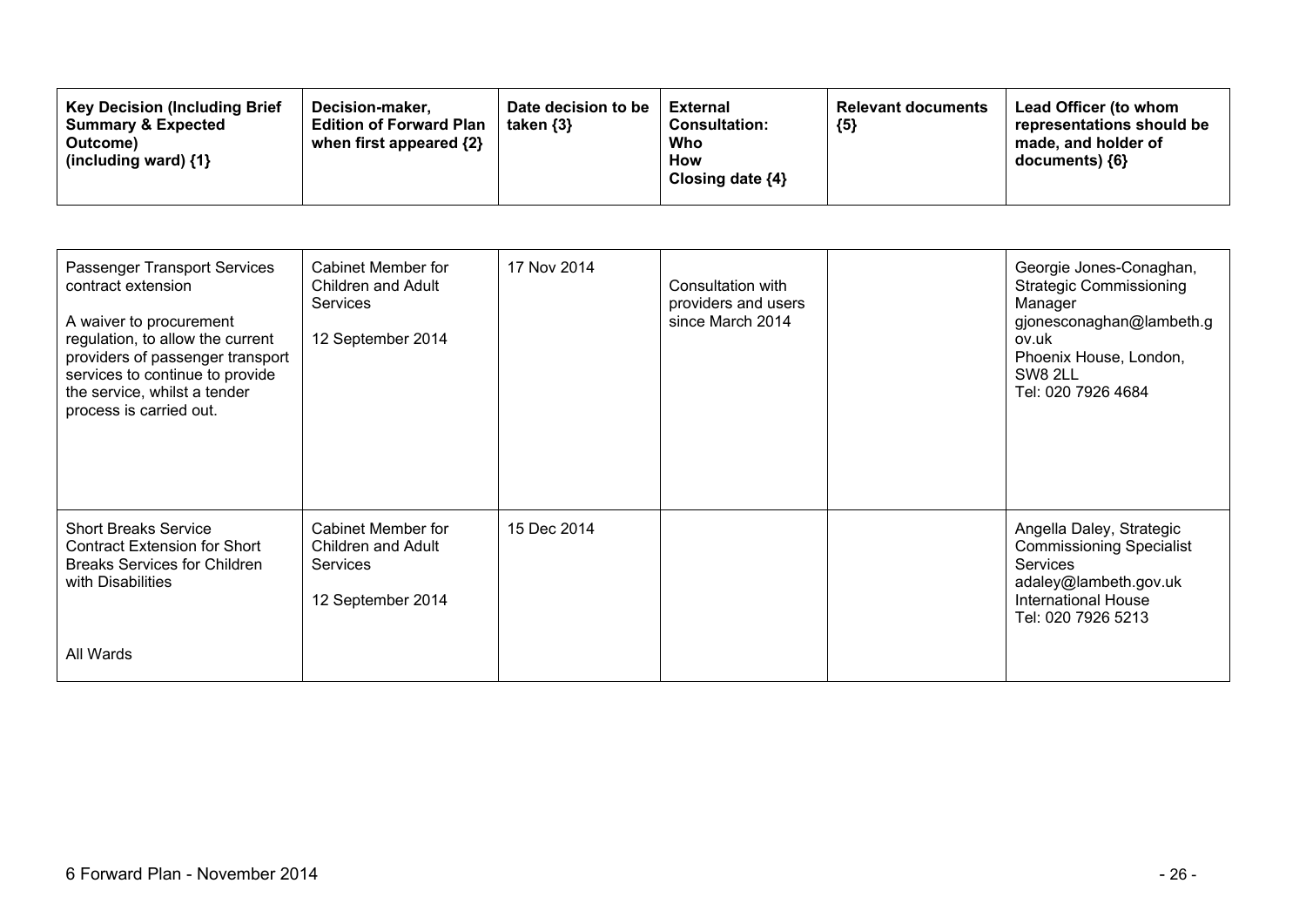| Key Decision (Including Brief Summary & Expected Outcome) (including ward) {1} | Decision-maker, Edition of Forward Plan when first appeared {2} | Date decision to be taken {3} | External Consultation: Who How Closing date {4} | Relevant documents {5} | Lead Officer (to whom representations should be made, and holder of documents) {6} |
|---|---|---|---|---|---|
| Passenger Transport Services contract extension<br><br>A waiver to procurement regulation, to allow the current providers of passenger transport services to continue to provide the service, whilst a tender process is carried out. | Cabinet Member for Children and Adult Services<br><br>12 September 2014 | 17 Nov 2014 | Consultation with providers and users since March 2014 | | Georgie Jones-Conaghan, Strategic Commissioning Manager<br>gjonesconaghan@lambeth.gov.uk<br>Phoenix House, London, SW8 2LL<br>Tel: 020 7926 4684 |
| Short Breaks Service Contract Extension for Short Breaks Services for Children with Disabilities<br><br>All Wards | Cabinet Member for Children and Adult Services<br><br>12 September 2014 | 15 Dec 2014 | | | Angella Daley, Strategic Commissioning Specialist Services<br>adaley@lambeth.gov.uk<br>International House<br>Tel: 020 7926 5213 |

6 Forward Plan - November 2014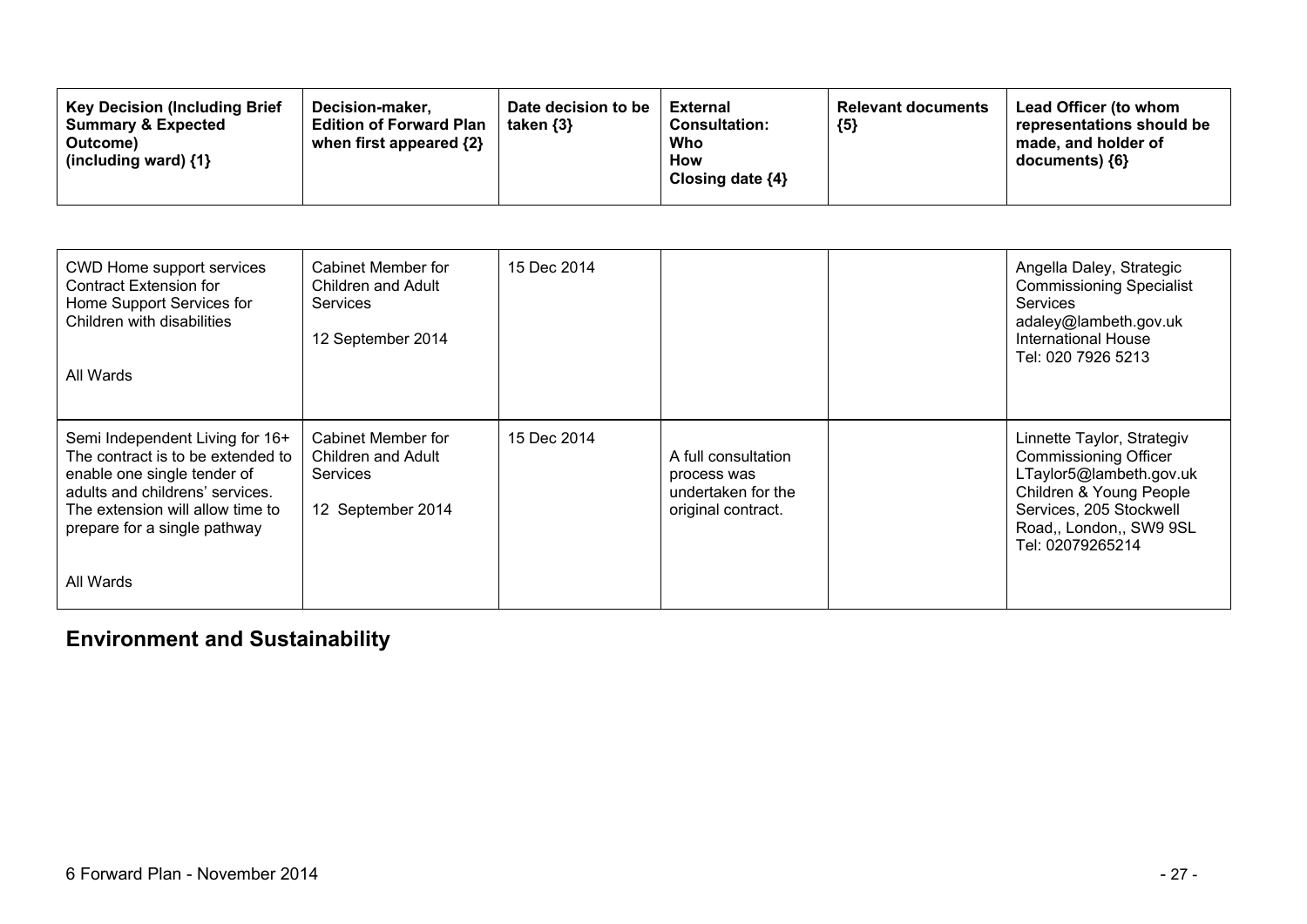| Key Decision (Including Brief Summary & Expected Outcome) (including ward) {1} | Decision-maker, Edition of Forward Plan when first appeared {2} | Date decision to be taken {3} | External Consultation: Who How Closing date {4} | Relevant documents {5} | Lead Officer (to whom representations should be made, and holder of documents) {6} |
|---|---|---|---|---|---|
| CWD Home support services Contract Extension for Home Support Services for Children with disabilities<br><br>All Wards | Cabinet Member for Children and Adult Services<br><br>12 September 2014 | 15 Dec 2014 | | | Angella Daley, Strategic Commissioning Specialist Services adaley@lambeth.gov.uk International House Tel: 020 7926 5213 |
| Semi Independent Living for 16+ The contract is to be extended to enable one single tender of adults and childrens' services. The extension will allow time to prepare for a single pathway<br><br>All Wards | Cabinet Member for Children and Adult Services<br><br>12 September 2014 | 15 Dec 2014 | A full consultation process was undertaken for the original contract. | | Linnette Taylor, Strategiv Commissioning Officer LTaylor5@lambeth.gov.uk Children & Young People Services, 205 Stockwell Road,, London,, SW9 9SL Tel: 02079265214 |

## Environment and Sustainability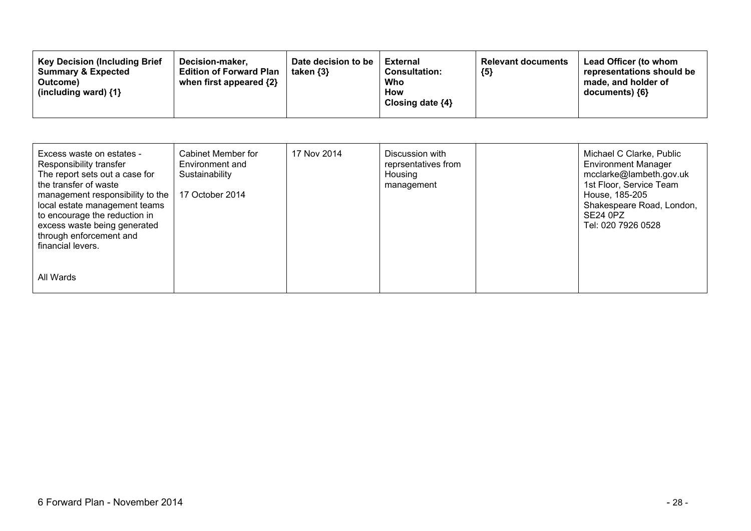| Key Decision (Including Brief Summary & Expected Outcome) (including ward) {1} | Decision-maker, Edition of Forward Plan when first appeared {2} | Date decision to be taken {3} | External Consultation: Who How Closing date {4} | Relevant documents {5} | Lead Officer (to whom representations should be made, and holder of documents) {6} |
|---|---|---|---|---|---|
| Excess waste on estates - Responsibility transfer<br>The report sets out a case for the transfer of waste management responsibility to the local estate management teams to encourage the reduction in excess waste being generated through enforcement and financial levers.<br><br>All Wards | Cabinet Member for Environment and Sustainability<br><br>17 October 2014 | 17 Nov 2014 | Discussion with reprsentatives from Housing management | | Michael C Clarke, Public Environment Manager<br>mcclarke@lambeth.gov.uk<br>1st Floor, Service Team House, 185-205 Shakespeare Road, London, SE24 0PZ<br>Tel: 020 7926 0528 |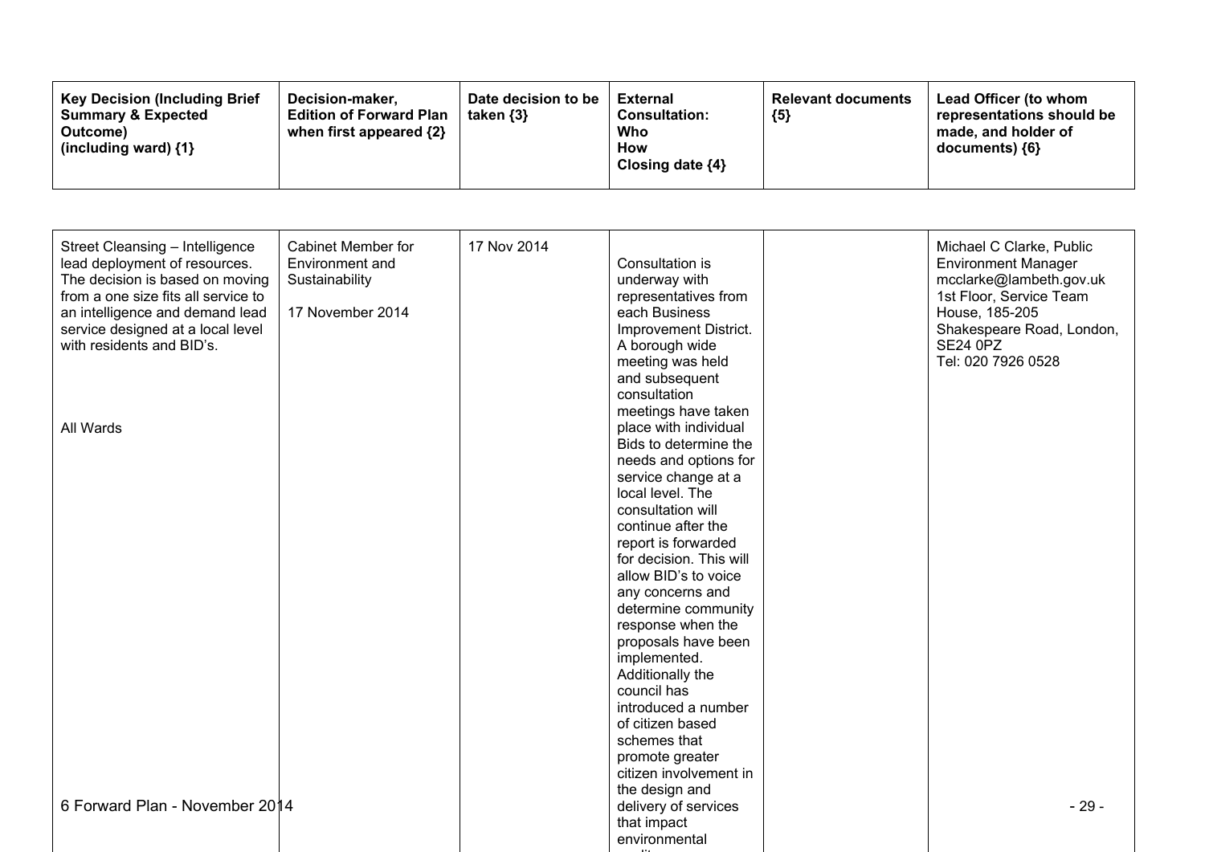| Key Decision (Including Brief Summary & Expected Outcome) (including ward) {1} | Decision-maker, Edition of Forward Plan when first appeared {2} | Date decision to be taken {3} | External Consultation: Who How Closing date {4} | Relevant documents {5} | Lead Officer (to whom representations should be made, and holder of documents) {6} |
|---|---|---|---|---|---|
| Street Cleansing – Intelligence lead deployment of resources. The decision is based on moving from a one size fits all service to an intelligence and demand lead service designed at a local level with residents and BID's.<br><br>All Wards | Cabinet Member for Environment and Sustainability<br><br>17 November 2014 | 17 Nov 2014 | Consultation is underway with representatives from each Business Improvement District. A borough wide meeting was held and subsequent consultation meetings have taken place with individual Bids to determine the needs and options for service change at a local level. The consultation will continue after the report is forwarded for decision. This will allow BID's to voice any concerns and determine community response when the proposals have been implemented. Additionally the council has introduced a number of citizen based schemes that promote greater citizen involvement in the design and delivery of services that impact environmental | | Michael C Clarke, Public Environment Manager mcclarke@lambeth.gov.uk 1st Floor, Service Team House, 185-205 Shakespeare Road, London, SE24 0PZ Tel: 020 7926 0528 |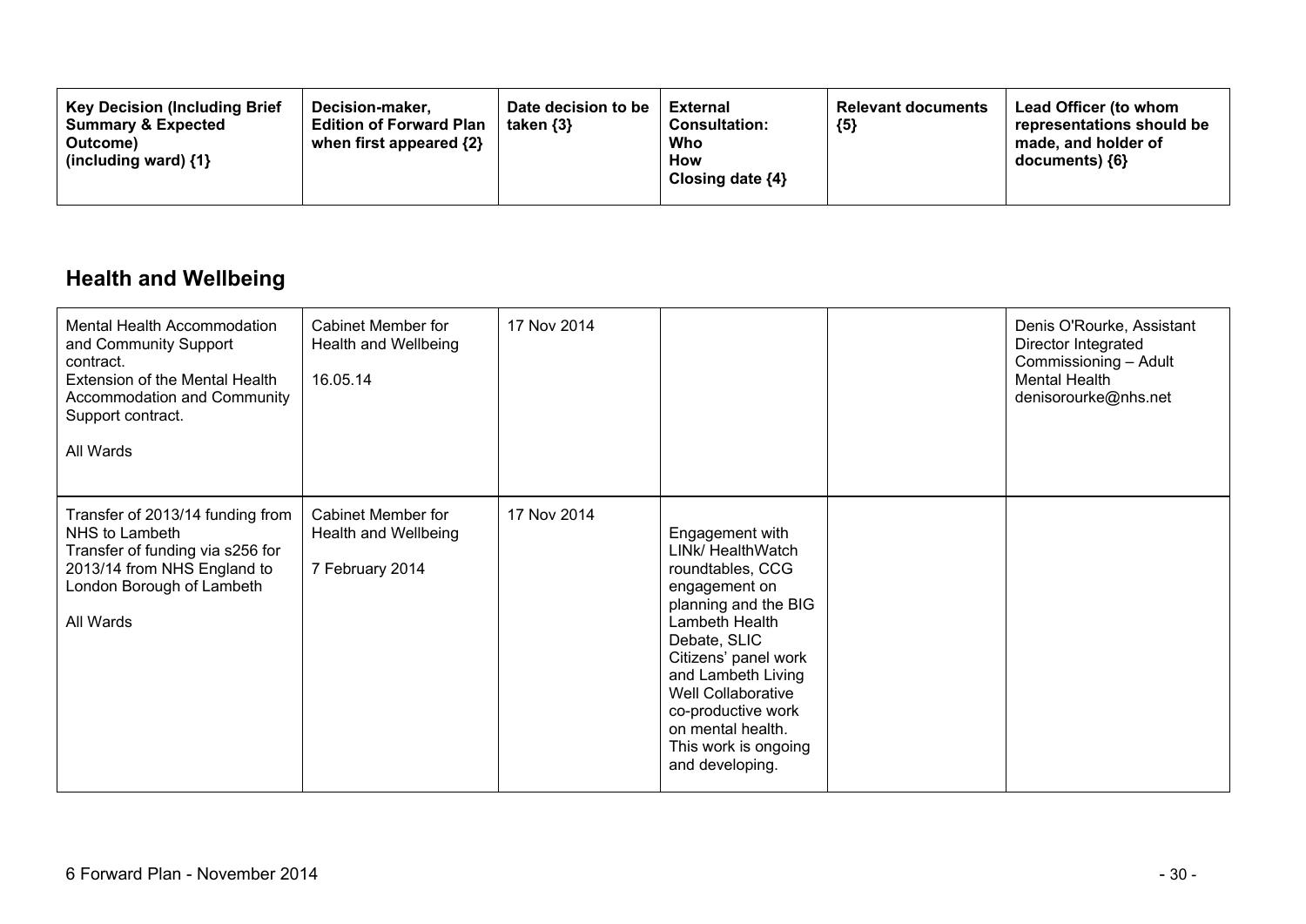| Key Decision (Including Brief Summary & Expected Outcome) (including ward) {1} | Decision-maker, Edition of Forward Plan when first appeared {2} | Date decision to be taken {3} | External Consultation: Who How Closing date {4} | Relevant documents {5} | Lead Officer (to whom representations should be made, and holder of documents) {6} |
|---|---|---|---|---|---|

## Health and Wellbeing

| Key Decision (Including Brief Summary & Expected Outcome) (including ward) {1} | Decision-maker, Edition of Forward Plan when first appeared {2} | Date decision to be taken {3} | External Consultation: Who How Closing date {4} | Relevant documents {5} | Lead Officer (to whom representations should be made, and holder of documents) {6} |
|---|---|---|---|---|---|
| Mental Health Accommodation and Community Support contract.<br>Extension of the Mental Health Accommodation and Community Support contract.<br><br>All Wards | Cabinet Member for Health and Wellbeing<br><br>16.05.14 | 17 Nov 2014 | | | Denis O'Rourke, Assistant Director Integrated Commissioning – Adult Mental Health<br>denisorourke@nhs.net |
| Transfer of 2013/14 funding from NHS to Lambeth<br>Transfer of funding via s256 for 2013/14 from NHS England to London Borough of Lambeth<br><br>All Wards | Cabinet Member for Health and Wellbeing<br><br>7 February 2014 | 17 Nov 2014 | Engagement with LINk/ HealthWatch roundtables, CCG engagement on planning and the BIG Lambeth Health Debate, SLIC Citizens' panel work and Lambeth Living Well Collaborative co-productive work on mental health. This work is ongoing and developing. | | |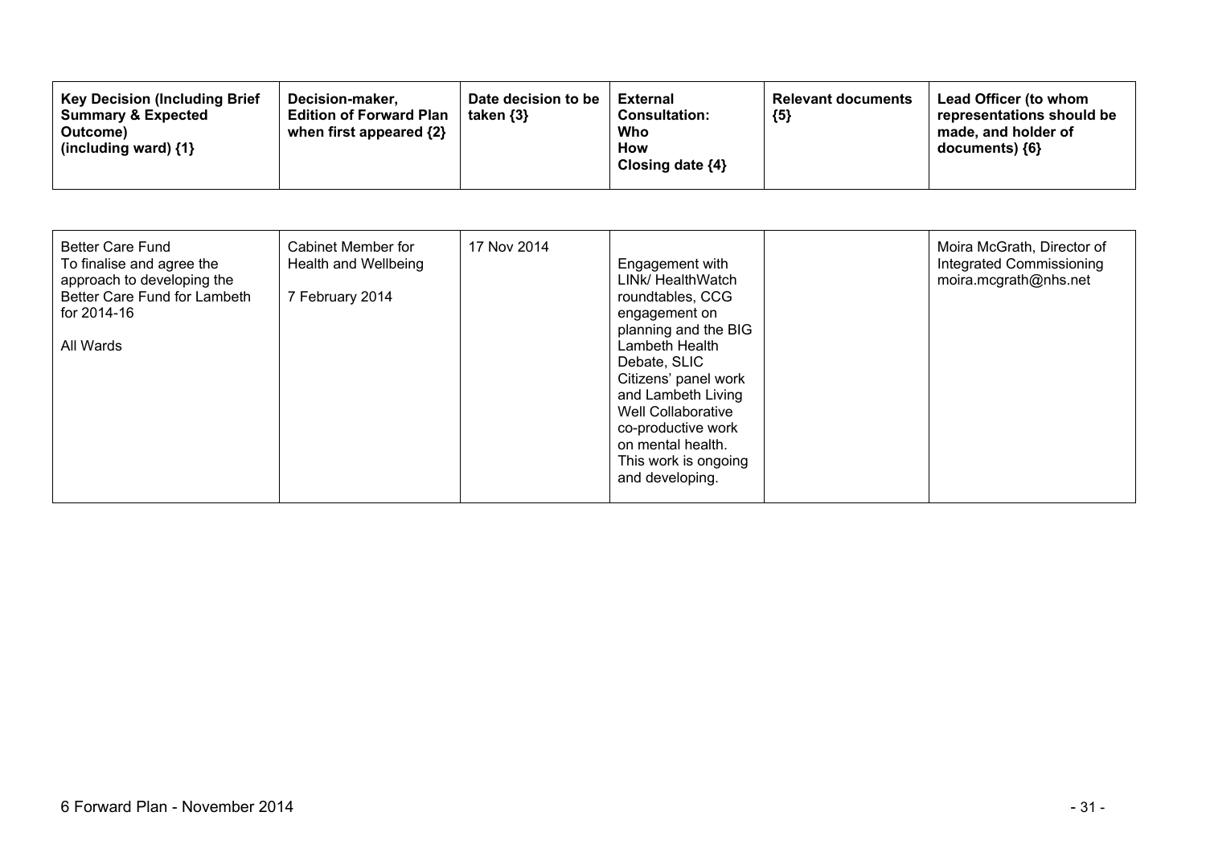| Key Decision (Including Brief Summary & Expected Outcome) (including ward) {1} | Decision-maker, Edition of Forward Plan when first appeared {2} | Date decision to be taken {3} | External Consultation: Who How Closing date {4} | Relevant documents {5} | Lead Officer (to whom representations should be made, and holder of documents) {6} |
|---|---|---|---|---|---|
| Better Care Fund<br>To finalise and agree the approach to developing the Better Care Fund for Lambeth for 2014-16<br><br>All Wards | Cabinet Member for Health and Wellbeing<br><br>7 February 2014 | 17 Nov 2014 | Engagement with LINk/ HealthWatch roundtables, CCG engagement on planning and the BIG Lambeth Health Debate, SLIC Citizens' panel work and Lambeth Living Well Collaborative co-productive work on mental health. This work is ongoing and developing. | | Moira McGrath, Director of Integrated Commissioning<br>moira.mcgrath@nhs.net |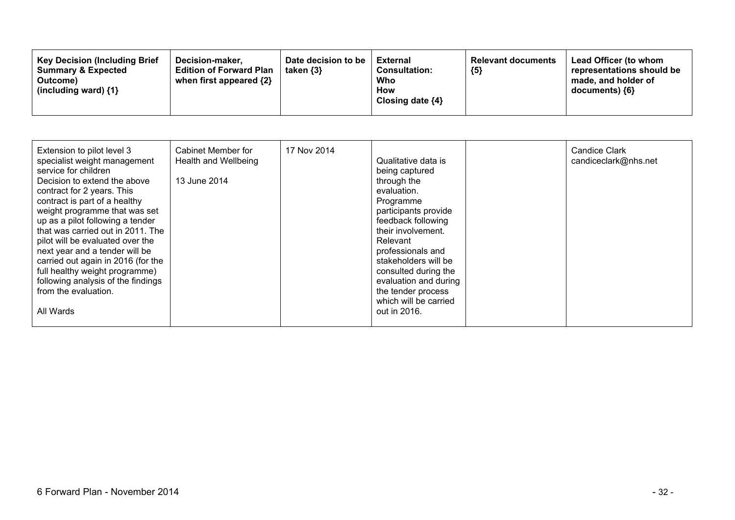| Key Decision (Including Brief Summary & Expected Outcome) (including ward) {1} | Decision-maker, Edition of Forward Plan when first appeared {2} | Date decision to be taken {3} | External Consultation: Who How Closing date {4} | Relevant documents {5} | Lead Officer (to whom representations should be made, and holder of documents) {6} |
|---|---|---|---|---|---|
| Extension to pilot level 3 specialist weight management service for children<br>Decision to extend the above contract for 2 years. This contract is part of a healthy weight programme that was set up as a pilot following a tender that was carried out in 2011. The pilot will be evaluated over the next year and a tender will be carried out again in 2016 (for the full healthy weight programme) following analysis of the findings from the evaluation.<br><br>All Wards | Cabinet Member for Health and Wellbeing<br><br>13 June 2014 | 17 Nov 2014 | Qualitative data is being captured through the evaluation. Programme participants provide feedback following their involvement. Relevant professionals and stakeholders will be consulted during the evaluation and during the tender process which will be carried out in 2016. | | Candice Clark<br>candiceclark@nhs.net |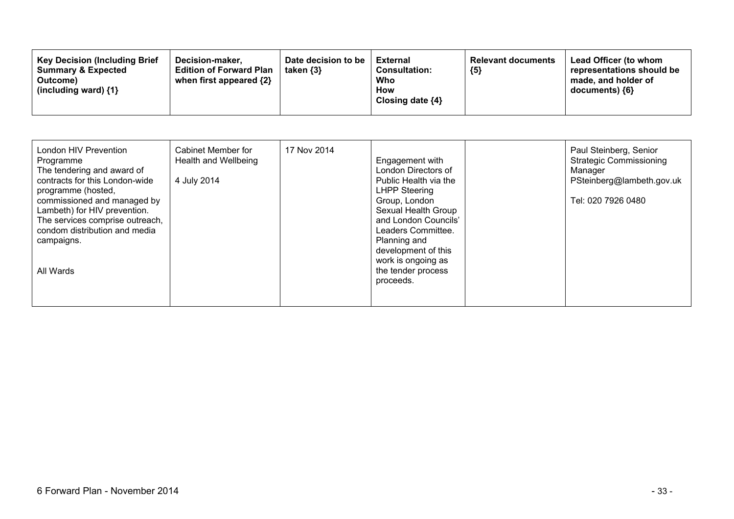| Key Decision (Including Brief Summary & Expected Outcome) (including ward) {1} | Decision-maker, Edition of Forward Plan when first appeared {2} | Date decision to be taken {3} | External Consultation: Who How Closing date {4} | Relevant documents {5} | Lead Officer (to whom representations should be made, and holder of documents) {6} |
|---|---|---|---|---|---|
| London HIV Prevention Programme<br>The tendering and award of contracts for this London-wide programme (hosted, commissioned and managed by Lambeth) for HIV prevention. The services comprise outreach, condom distribution and media campaigns.<br><br>All Wards | Cabinet Member for Health and Wellbeing<br><br>4 July 2014 | 17 Nov 2014 | Engagement with London Directors of Public Health via the LHPP Steering Group, London Sexual Health Group and London Councils' Leaders Committee. Planning and development of this work is ongoing as the tender process proceeds. | | Paul Steinberg, Senior Strategic Commissioning Manager<br>PSteinberg@lambeth.gov.uk<br><br>Tel: 020 7926 0480 |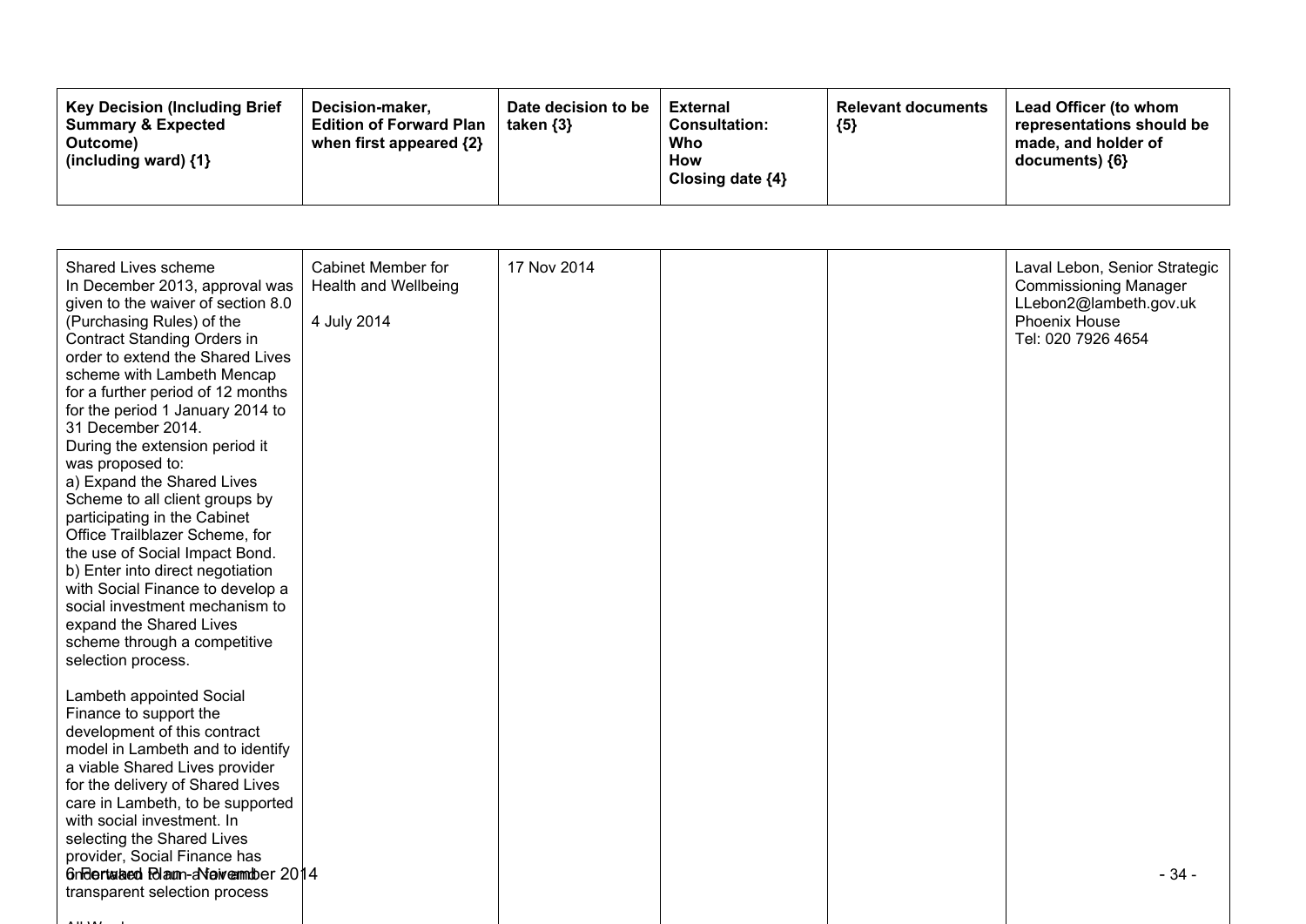| Key Decision (Including Brief Summary & Expected Outcome) (including ward) {1} | Decision-maker, Edition of Forward Plan when first appeared {2} | Date decision to be taken {3} | External Consultation: Who How Closing date {4} | Relevant documents {5} | Lead Officer (to whom representations should be made, and holder of documents) {6} |
|---|---|---|---|---|---|
| Shared Lives scheme<br>In December 2013, approval was given to the waiver of section 8.0 (Purchasing Rules) of the Contract Standing Orders in order to extend the Shared Lives scheme with Lambeth Mencap for a further period of 12 months for the period 1 January 2014 to 31 December 2014.<br>During the extension period it was proposed to:<br>a) Expand the Shared Lives Scheme to all client groups by participating in the Cabinet Office Trailblazer Scheme, for the use of Social Impact Bond.<br>b) Enter into direct negotiation with Social Finance to develop a social investment mechanism to expand the Shared Lives scheme through a competitive selection process.<br><br>Lambeth appointed Social Finance to support the development of this contract model in Lambeth and to identify a viable Shared Lives provider for the delivery of Shared Lives care in Lambeth, to be supported with social investment. In selecting the Shared Lives provider, Social Finance has undertaken a fair and transparent selection process | Cabinet Member for Health and Wellbeing<br><br>4 July 2014 | 17 Nov 2014 | | | Laval Lebon, Senior Strategic Commissioning Manager<br>LLebon2@lambeth.gov.uk<br>Phoenix House<br>Tel: 020 7926 4654 |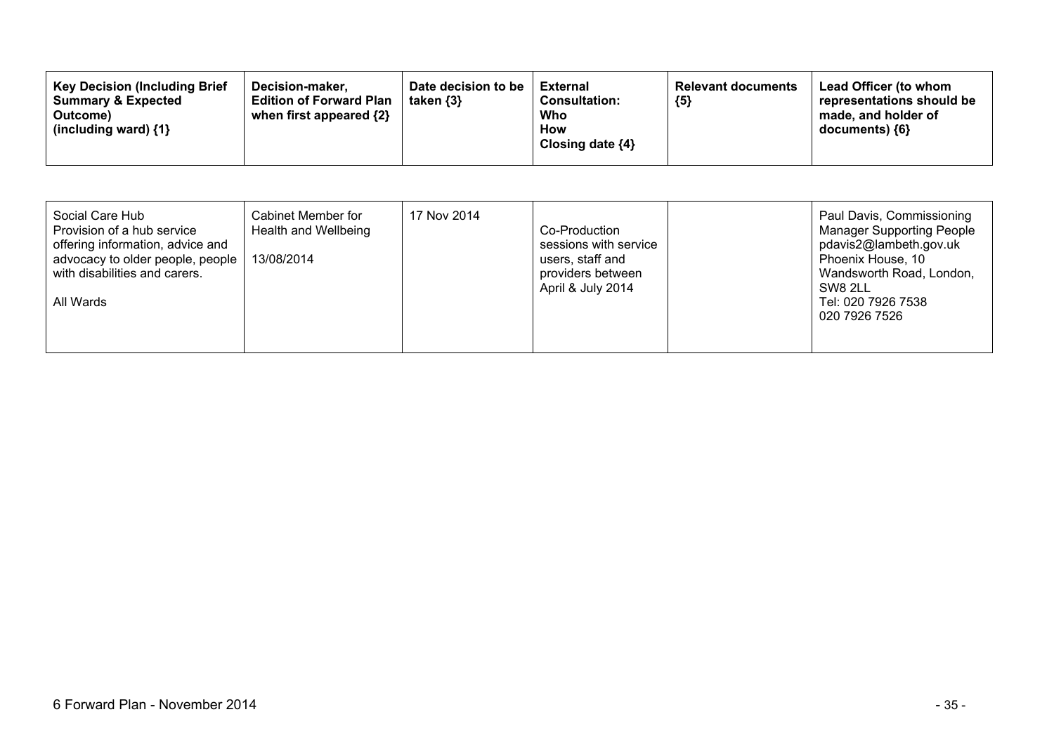| Key Decision (Including Brief Summary & Expected Outcome) (including ward) {1} | Decision-maker, Edition of Forward Plan when first appeared {2} | Date decision to be taken {3} | External Consultation: Who How Closing date {4} | Relevant documents {5} | Lead Officer (to whom representations should be made, and holder of documents) {6} |
|---|---|---|---|---|---|
| Social Care Hub<br>Provision of a hub service offering information, advice and advocacy to older people, people with disabilities and carers.<br><br>All Wards | Cabinet Member for Health and Wellbeing<br><br>13/08/2014 | 17 Nov 2014 | Co-Production sessions with service users, staff and providers between April & July 2014 | | Paul Davis, Commissioning Manager Supporting People<br>pdavis2@lambeth.gov.uk<br>Phoenix House, 10 Wandsworth Road, London, SW8 2LL<br>Tel: 020 7926 7538<br>020 7926 7526 |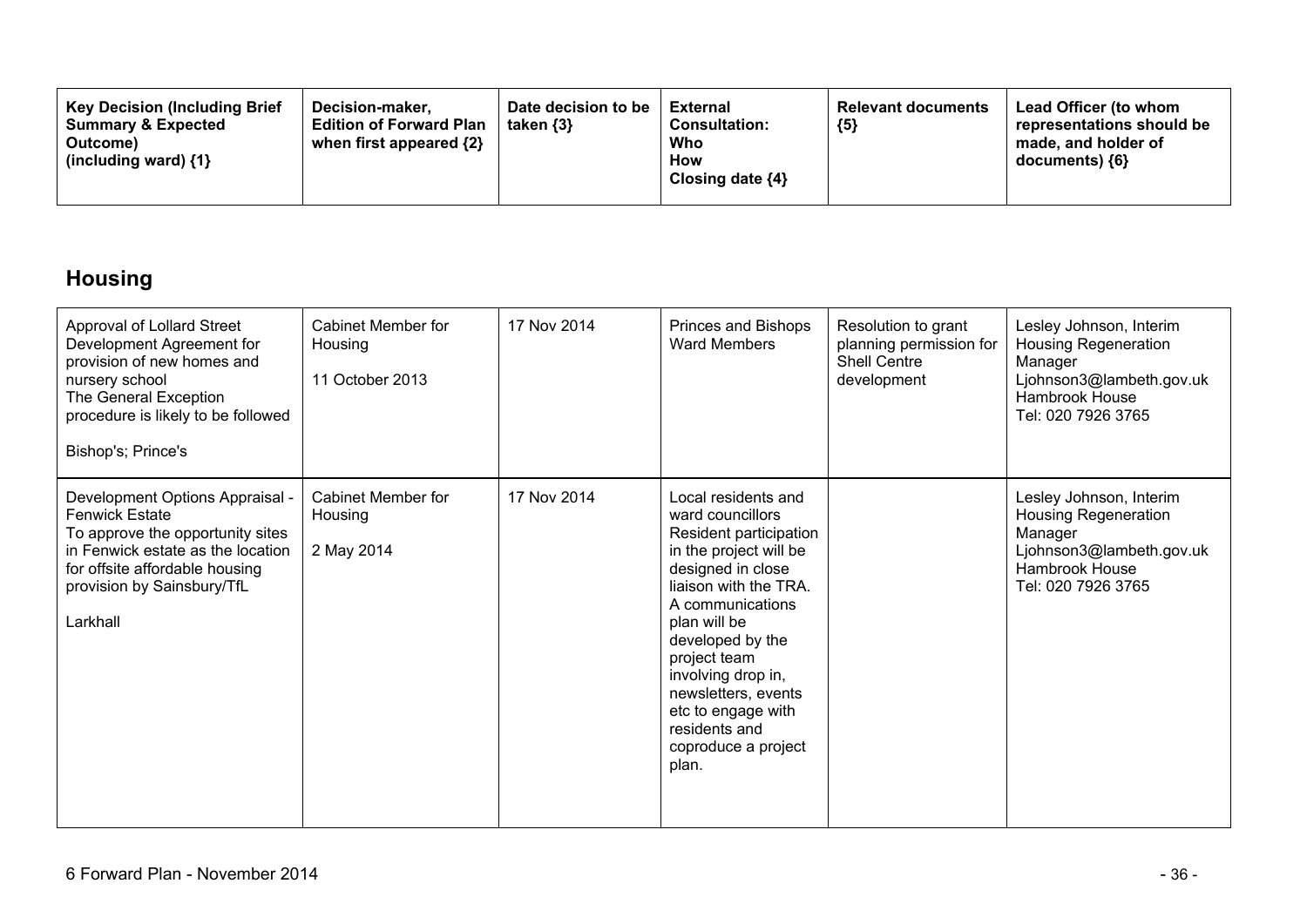| Key Decision (Including Brief Summary & Expected Outcome) (including ward) {1} | Decision-maker, Edition of Forward Plan when first appeared {2} | Date decision to be taken {3} | External Consultation: Who How Closing date {4} | Relevant documents {5} | Lead Officer (to whom representations should be made, and holder of documents) {6} |
|---|---|---|---|---|---|

## Housing

| Key Decision (Including Brief Summary & Expected Outcome) (including ward) {1} | Decision-maker, Edition of Forward Plan when first appeared {2} | Date decision to be taken {3} | External Consultation: Who How Closing date {4} | Relevant documents {5} | Lead Officer (to whom representations should be made, and holder of documents) {6} |
|---|---|---|---|---|---|
| Approval of Lollard Street Development Agreement for provision of new homes and nursery school<br>The General Exception procedure is likely to be followed<br><br>Bishop's; Prince's | Cabinet Member for Housing<br><br>11 October 2013 | 17 Nov 2014 | Princes and Bishops Ward Members | Resolution to grant planning permission for Shell Centre development | Lesley Johnson, Interim Housing Regeneration Manager<br>Ljohnson3@lambeth.gov.uk<br>Hambrook House<br>Tel: 020 7926 3765 |
| Development Options Appraisal - Fenwick Estate<br>To approve the opportunity sites in Fenwick estate as the location for offsite affordable housing provision by Sainsbury/TfL<br><br>Larkhall | Cabinet Member for Housing<br><br>2 May 2014 | 17 Nov 2014 | Local residents and ward councillors<br>Resident participation in the project will be designed in close liaison with the TRA. A communications plan will be developed by the project team involving drop in, newsletters, events etc to engage with residents and coproduce a project plan. | | Lesley Johnson, Interim Housing Regeneration Manager<br>Ljohnson3@lambeth.gov.uk<br>Hambrook House<br>Tel: 020 7926 3765 |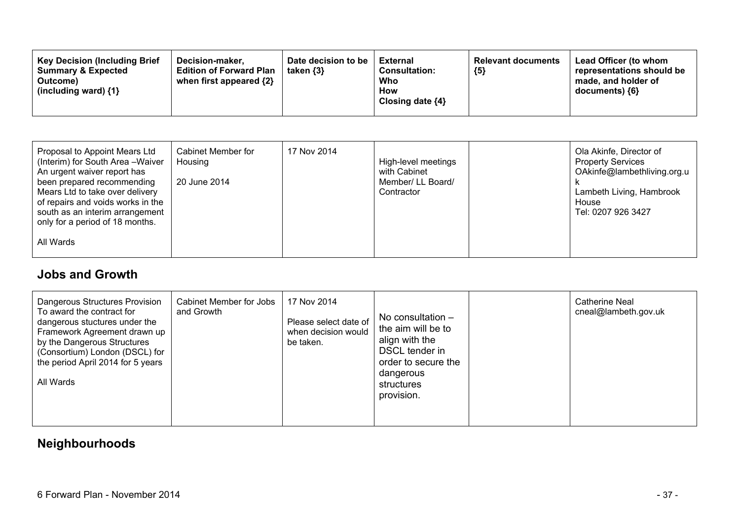| Key Decision (Including Brief Summary & Expected Outcome) (including ward) {1} | Decision-maker, Edition of Forward Plan when first appeared {2} | Date decision to be taken {3} | External Consultation: Who How Closing date {4} | Relevant documents {5} | Lead Officer (to whom representations should be made, and holder of documents) {6} |
|---|---|---|---|---|---|
| Proposal to Appoint Mears Ltd (Interim) for South Area –Waiver An urgent waiver report has been prepared recommending Mears Ltd to take over delivery of repairs and voids works in the south as an interim arrangement only for a period of 18 months.<br><br>All Wards | Cabinet Member for Housing<br><br>20 June 2014 | 17 Nov 2014 | High-level meetings with Cabinet Member/ LL Board/ Contractor | | Ola Akinfe, Director of Property Services OAkinfe@lambethliving.org.uk<br>Lambeth Living, Hambrook House<br>Tel: 0207 926 3427 |

## Jobs and Growth

| Key Decision (Including Brief Summary & Expected Outcome) (including ward) {1} | Decision-maker, Edition of Forward Plan when first appeared {2} | Date decision to be taken {3} | External Consultation: Who How Closing date {4} | Relevant documents {5} | Lead Officer (to whom representations should be made, and holder of documents) {6} |
|---|---|---|---|---|---|
| Dangerous Structures Provision To award the contract for dangerous stuctures under the Framework Agreement drawn up by the Dangerous Structures (Consortium) London (DSCL) for the period April 2014 for 5 years<br><br>All Wards | Cabinet Member for Jobs and Growth | 17 Nov 2014<br><br>Please select date of when decision would be taken. | No consultation – the aim will be to align with the DSCL tender in order to secure the dangerous structures provision. | | Catherine Neal cneal@lambeth.gov.uk |

## Neighbourhoods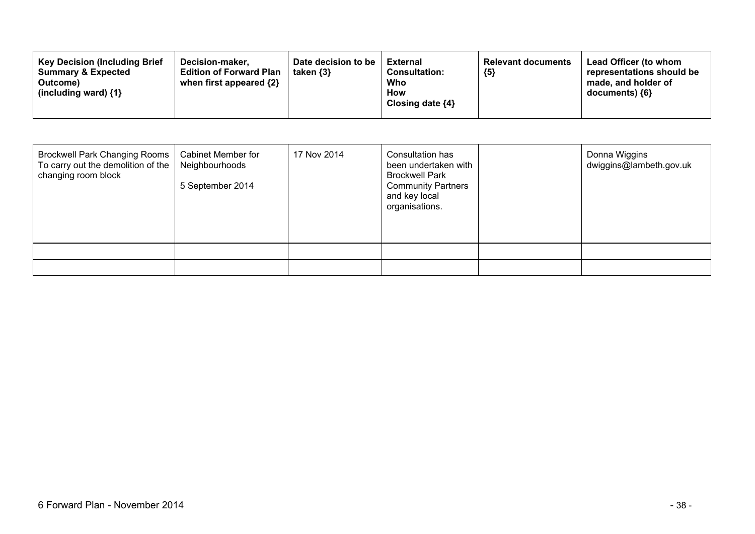| Key Decision (Including Brief Summary & Expected Outcome) (including ward) {1} | Decision-maker, Edition of Forward Plan when first appeared {2} | Date decision to be taken {3} | External Consultation: Who How Closing date {4} | Relevant documents {5} | Lead Officer (to whom representations should be made, and holder of documents) {6} |
|---|---|---|---|---|---|
| Brockwell Park Changing Rooms To carry out the demolition of the changing room block | Cabinet Member for Neighbourhoods<br><br>5 September 2014 | 17 Nov 2014 | Consultation has been undertaken with Brockwell Park Community Partners and key local organisations. | | Donna Wiggins dwiggins@lambeth.gov.uk |
| | | | | | |
| | | | | | |